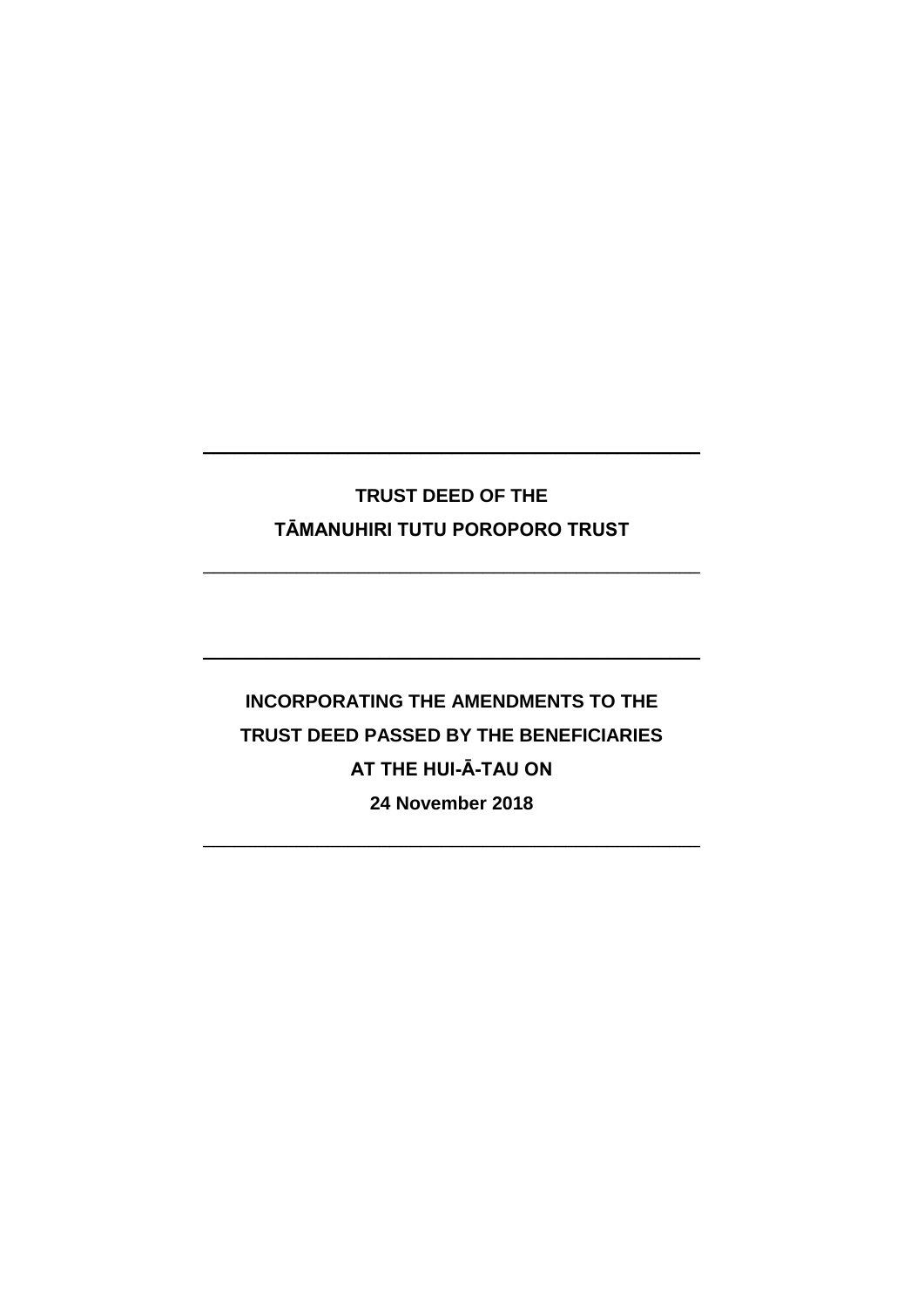---

**TRUST DEED OF THE**

**TĀMANUHIRI TUTU POROPORO TRUST**

---

---

**INCORPORATING THE AMENDMENTS TO THE**

**TRUST DEED PASSED BY THE BENEFICIARIES**

**AT THE HUI-Ā-TAU ON**

**24 November 2018**

---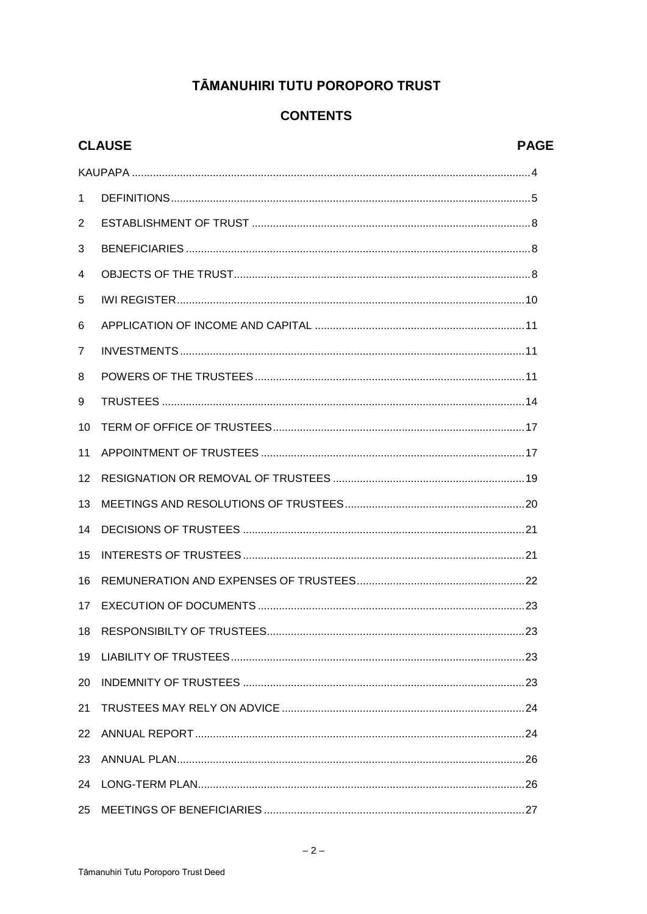# TĀMANUHIRI TUTU POROPORO TRUST

## CONTENTS

| CLAUSE | | PAGE |
|---|---|---|
| | KAUPAPA | 4 |
| 1 | DEFINITIONS | 5 |
| 2 | ESTABLISHMENT OF TRUST | 8 |
| 3 | BENEFICIARIES | 8 |
| 4 | OBJECTS OF THE TRUST | 8 |
| 5 | IWI REGISTER | 10 |
| 6 | APPLICATION OF INCOME AND CAPITAL | 11 |
| 7 | INVESTMENTS | 11 |
| 8 | POWERS OF THE TRUSTEES | 11 |
| 9 | TRUSTEES | 14 |
| 10 | TERM OF OFFICE OF TRUSTEES | 17 |
| 11 | APPOINTMENT OF TRUSTEES | 17 |
| 12 | RESIGNATION OR REMOVAL OF TRUSTEES | 19 |
| 13 | MEETINGS AND RESOLUTIONS OF TRUSTEES | 20 |
| 14 | DECISIONS OF TRUSTEES | 21 |
| 15 | INTERESTS OF TRUSTEES | 21 |
| 16 | REMUNERATION AND EXPENSES OF TRUSTEES | 22 |
| 17 | EXECUTION OF DOCUMENTS | 23 |
| 18 | RESPONSIBILTY OF TRUSTEES | 23 |
| 19 | LIABILITY OF TRUSTEES | 23 |
| 20 | INDEMNITY OF TRUSTEES | 23 |
| 21 | TRUSTEES MAY RELY ON ADVICE | 24 |
| 22 | ANNUAL REPORT | 24 |
| 23 | ANNUAL PLAN | 26 |
| 24 | LONG-TERM PLAN | 26 |
| 25 | MEETINGS OF BENEFICIARIES | 27 |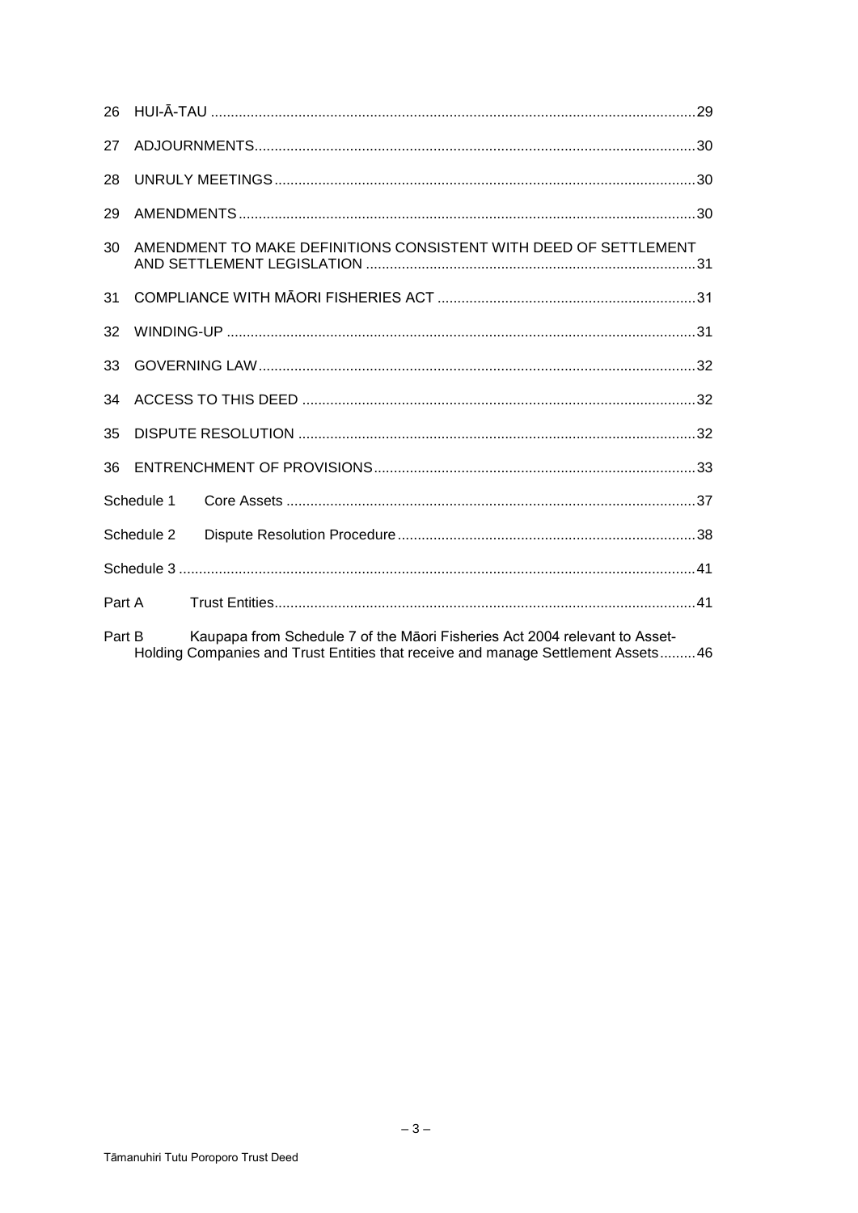| | | |
|---|---|---|
| 26 | HUI-Ā-TAU | 29 |
| 27 | ADJOURNMENTS | 30 |
| 28 | UNRULY MEETINGS | 30 |
| 29 | AMENDMENTS | 30 |
| 30 | AMENDMENT TO MAKE DEFINITIONS CONSISTENT WITH DEED OF SETTLEMENT AND SETTLEMENT LEGISLATION | 31 |
| 31 | COMPLIANCE WITH MĀORI FISHERIES ACT | 31 |
| 32 | WINDING-UP | 31 |
| 33 | GOVERNING LAW | 32 |
| 34 | ACCESS TO THIS DEED | 32 |
| 35 | DISPUTE RESOLUTION | 32 |
| 36 | ENTRENCHMENT OF PROVISIONS | 33 |
| Schedule 1 | Core Assets | 37 |
| Schedule 2 | Dispute Resolution Procedure | 38 |
| Schedule 3 | | 41 |
| Part A | Trust Entities | 41 |
| Part B | Kaupapa from Schedule 7 of the Māori Fisheries Act 2004 relevant to Asset-Holding Companies and Trust Entities that receive and manage Settlement Assets | 46 |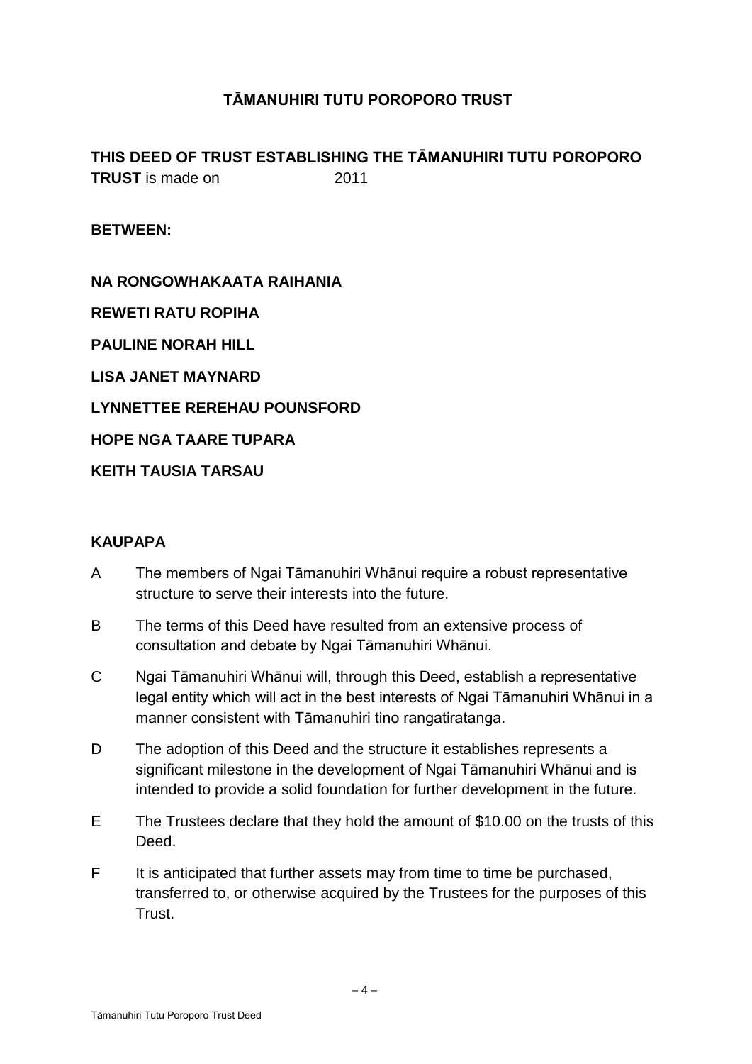## TĀMANUHIRI TUTU POROPORO TRUST

**THIS DEED OF TRUST ESTABLISHING THE TĀMANUHIRI TUTU POROPORO TRUST** is made on 2011

**BETWEEN:**

**NA RONGOWHAKAATA RAIHANIA**

**REWETI RATU ROPIHA**

**PAULINE NORAH HILL**

**LISA JANET MAYNARD**

**LYNNETTEE REREHAU POUNSFORD**

**HOPE NGA TAARE TUPARA**

**KEITH TAUSIA TARSAU**

**KAUPAPA**

A The members of Ngai Tāmanuhiri Whānui require a robust representative structure to serve their interests into the future.

B The terms of this Deed have resulted from an extensive process of consultation and debate by Ngai Tāmanuhiri Whānui.

C Ngai Tāmanuhiri Whānui will, through this Deed, establish a representative legal entity which will act in the best interests of Ngai Tāmanuhiri Whānui in a manner consistent with Tāmanuhiri tino rangatiratanga.

D The adoption of this Deed and the structure it establishes represents a significant milestone in the development of Ngai Tāmanuhiri Whānui and is intended to provide a solid foundation for further development in the future.

E The Trustees declare that they hold the amount of $10.00 on the trusts of this Deed.

F It is anticipated that further assets may from time to time be purchased, transferred to, or otherwise acquired by the Trustees for the purposes of this Trust.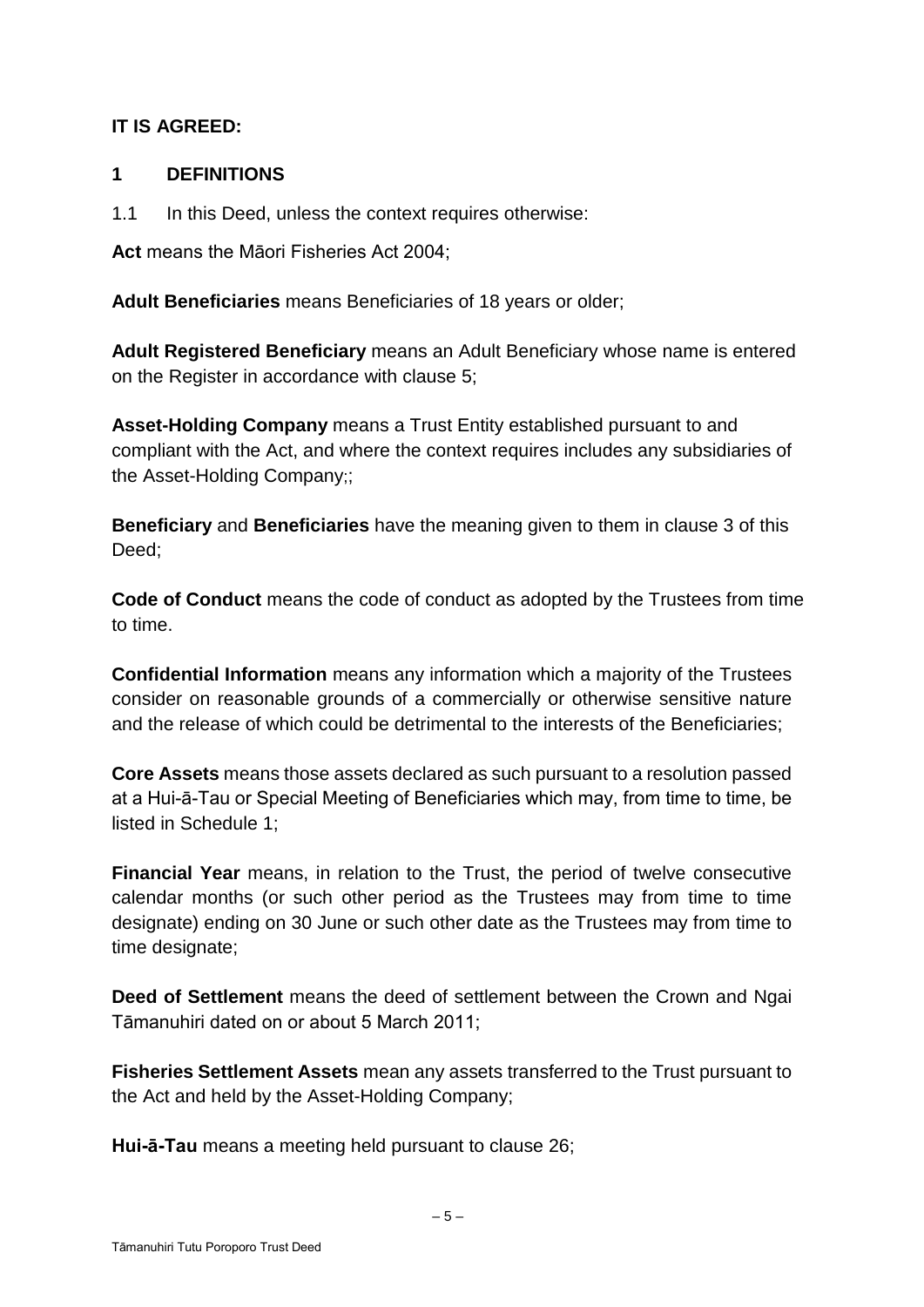**IT IS AGREED:**

## 1 DEFINITIONS

1.1 In this Deed, unless the context requires otherwise:

**Act** means the Māori Fisheries Act 2004;

**Adult Beneficiaries** means Beneficiaries of 18 years or older;

**Adult Registered Beneficiary** means an Adult Beneficiary whose name is entered on the Register in accordance with clause 5;

**Asset-Holding Company** means a Trust Entity established pursuant to and compliant with the Act, and where the context requires includes any subsidiaries of the Asset-Holding Company;;

**Beneficiary** and **Beneficiaries** have the meaning given to them in clause 3 of this Deed;

**Code of Conduct** means the code of conduct as adopted by the Trustees from time to time.

**Confidential Information** means any information which a majority of the Trustees consider on reasonable grounds of a commercially or otherwise sensitive nature and the release of which could be detrimental to the interests of the Beneficiaries;

**Core Assets** means those assets declared as such pursuant to a resolution passed at a Hui-ā-Tau or Special Meeting of Beneficiaries which may, from time to time, be listed in Schedule 1;

**Financial Year** means, in relation to the Trust, the period of twelve consecutive calendar months (or such other period as the Trustees may from time to time designate) ending on 30 June or such other date as the Trustees may from time to time designate;

**Deed of Settlement** means the deed of settlement between the Crown and Ngai Tāmanuhiri dated on or about 5 March 2011;

**Fisheries Settlement Assets** mean any assets transferred to the Trust pursuant to the Act and held by the Asset-Holding Company;

**Hui-ā-Tau** means a meeting held pursuant to clause 26;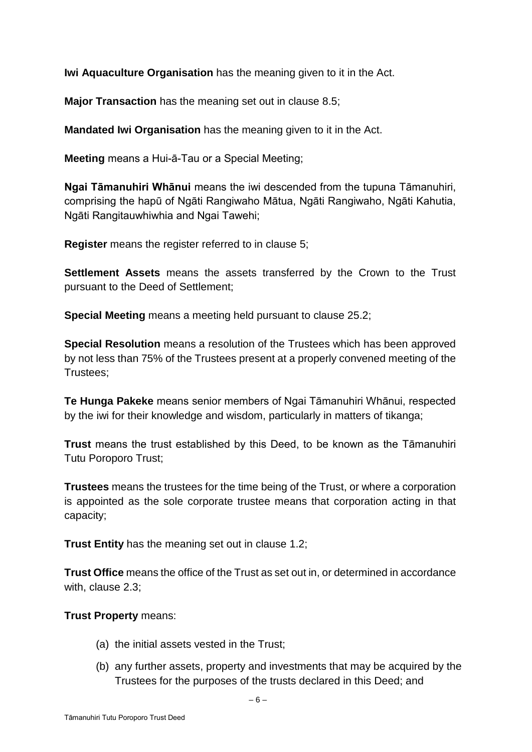**Iwi Aquaculture Organisation** has the meaning given to it in the Act.

**Major Transaction** has the meaning set out in clause 8.5;

**Mandated Iwi Organisation** has the meaning given to it in the Act.

**Meeting** means a Hui-ā-Tau or a Special Meeting;

**Ngai Tāmanuhiri Whānui** means the iwi descended from the tupuna Tāmanuhiri, comprising the hapū of Ngāti Rangiwaho Mātua, Ngāti Rangiwaho, Ngāti Kahutia, Ngāti Rangitauwhiwhia and Ngai Tawehi;

**Register** means the register referred to in clause 5;

**Settlement Assets** means the assets transferred by the Crown to the Trust pursuant to the Deed of Settlement;

**Special Meeting** means a meeting held pursuant to clause 25.2;

**Special Resolution** means a resolution of the Trustees which has been approved by not less than 75% of the Trustees present at a properly convened meeting of the Trustees;

**Te Hunga Pakeke** means senior members of Ngai Tāmanuhiri Whānui, respected by the iwi for their knowledge and wisdom, particularly in matters of tikanga;

**Trust** means the trust established by this Deed, to be known as the Tāmanuhiri Tutu Poroporo Trust;

**Trustees** means the trustees for the time being of the Trust, or where a corporation is appointed as the sole corporate trustee means that corporation acting in that capacity;

**Trust Entity** has the meaning set out in clause 1.2;

**Trust Office** means the office of the Trust as set out in, or determined in accordance with, clause 2.3;

**Trust Property** means:

(a) the initial assets vested in the Trust;

(b) any further assets, property and investments that may be acquired by the Trustees for the purposes of the trusts declared in this Deed; and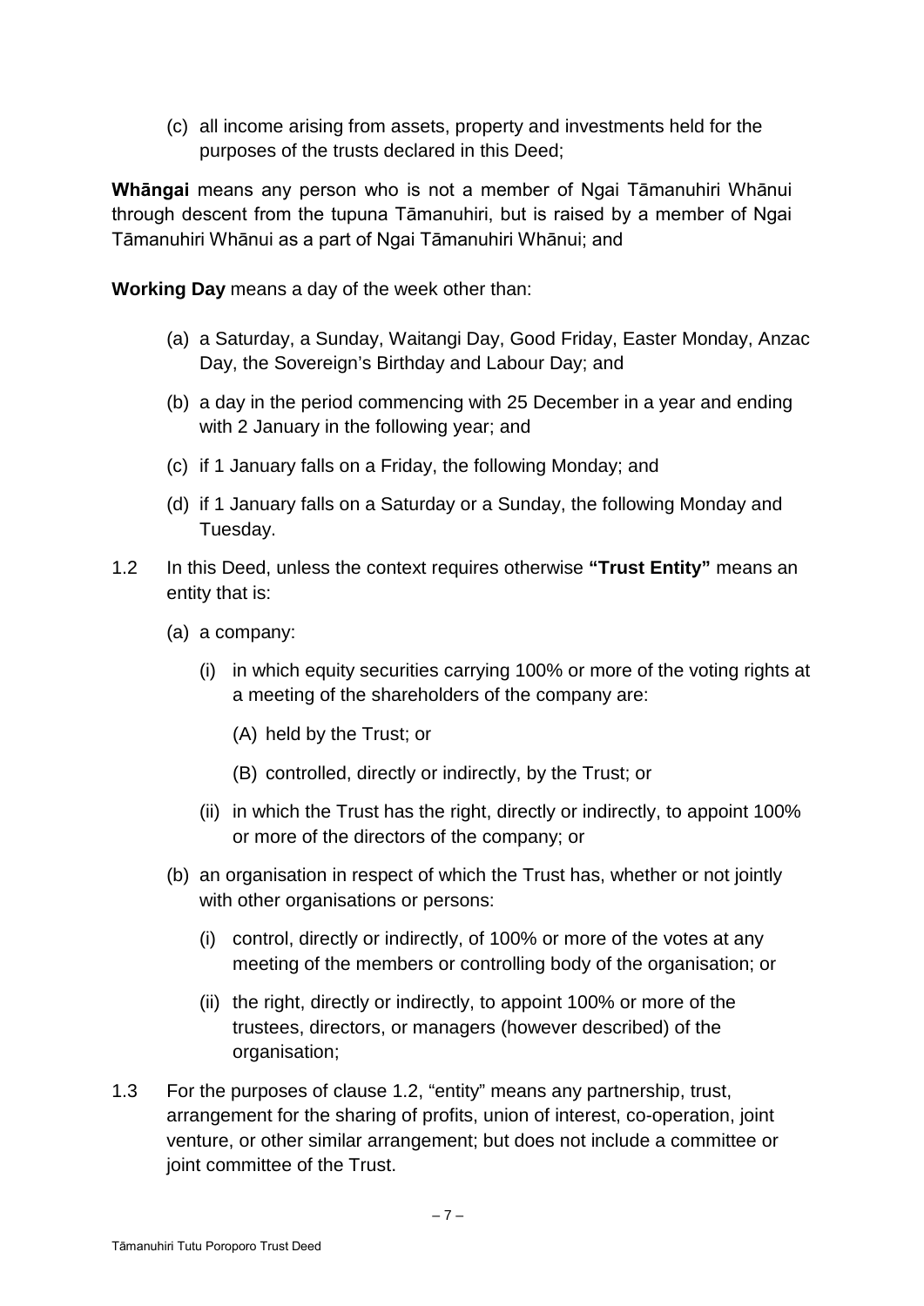(c) all income arising from assets, property and investments held for the purposes of the trusts declared in this Deed;

**Whāngai** means any person who is not a member of Ngai Tāmanuhiri Whānui through descent from the tupuna Tāmanuhiri, but is raised by a member of Ngai Tāmanuhiri Whānui as a part of Ngai Tāmanuhiri Whānui; and

**Working Day** means a day of the week other than:

(a) a Saturday, a Sunday, Waitangi Day, Good Friday, Easter Monday, Anzac Day, the Sovereign's Birthday and Labour Day; and

(b) a day in the period commencing with 25 December in a year and ending with 2 January in the following year; and

(c) if 1 January falls on a Friday, the following Monday; and

(d) if 1 January falls on a Saturday or a Sunday, the following Monday and Tuesday.

1.2 In this Deed, unless the context requires otherwise **"Trust Entity"** means an entity that is:

(a) a company:

(i) in which equity securities carrying 100% or more of the voting rights at a meeting of the shareholders of the company are:

(A) held by the Trust; or

(B) controlled, directly or indirectly, by the Trust; or

(ii) in which the Trust has the right, directly or indirectly, to appoint 100% or more of the directors of the company; or

(b) an organisation in respect of which the Trust has, whether or not jointly with other organisations or persons:

(i) control, directly or indirectly, of 100% or more of the votes at any meeting of the members or controlling body of the organisation; or

(ii) the right, directly or indirectly, to appoint 100% or more of the trustees, directors, or managers (however described) of the organisation;

1.3 For the purposes of clause 1.2, "entity" means any partnership, trust, arrangement for the sharing of profits, union of interest, co-operation, joint venture, or other similar arrangement; but does not include a committee or joint committee of the Trust.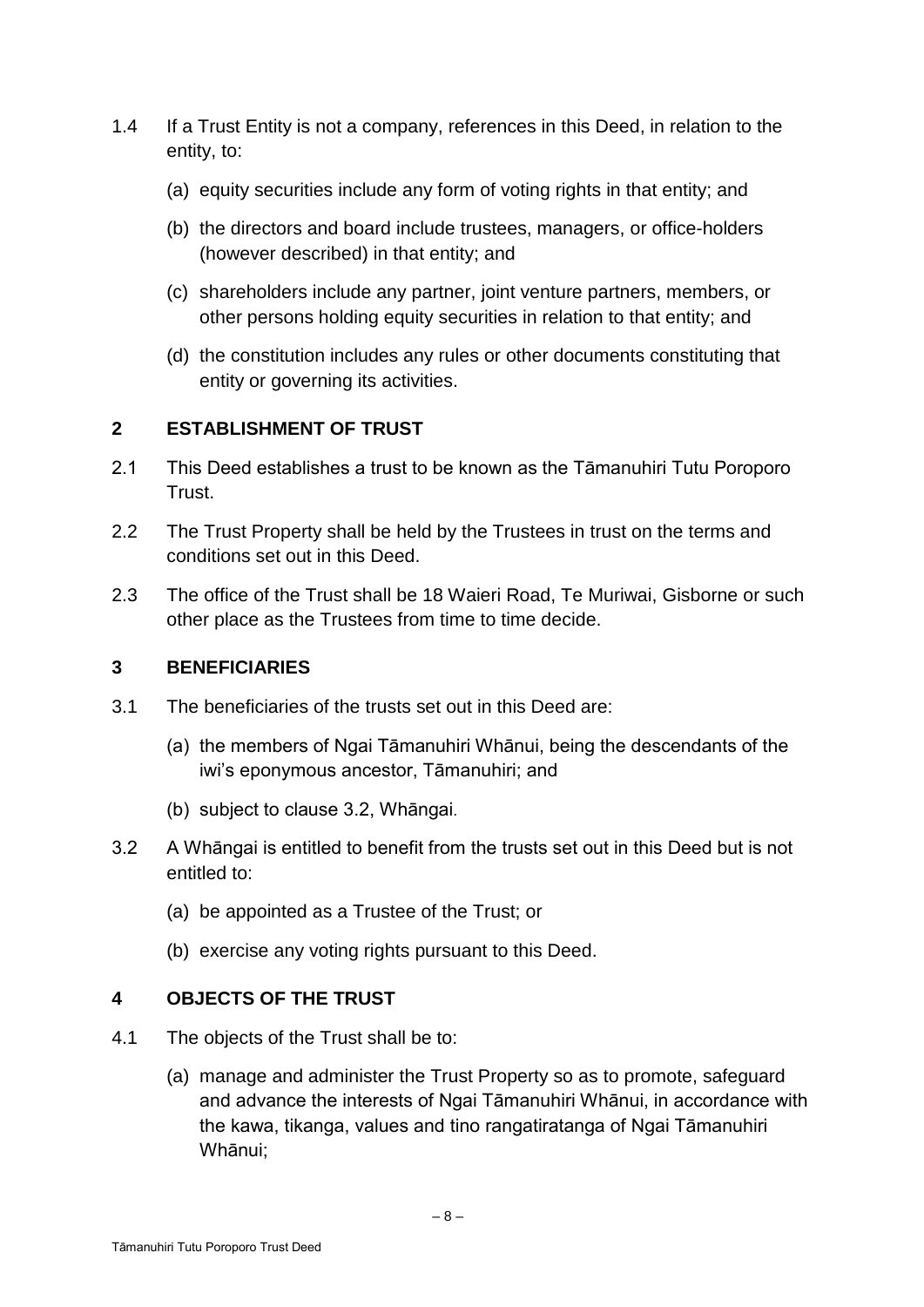1.4 If a Trust Entity is not a company, references in this Deed, in relation to the entity, to:

(a) equity securities include any form of voting rights in that entity; and

(b) the directors and board include trustees, managers, or office-holders (however described) in that entity; and

(c) shareholders include any partner, joint venture partners, members, or other persons holding equity securities in relation to that entity; and

(d) the constitution includes any rules or other documents constituting that entity or governing its activities.

## 2 ESTABLISHMENT OF TRUST

2.1 This Deed establishes a trust to be known as the Tāmanuhiri Tutu Poroporo Trust.

2.2 The Trust Property shall be held by the Trustees in trust on the terms and conditions set out in this Deed.

2.3 The office of the Trust shall be 18 Waieri Road, Te Muriwai, Gisborne or such other place as the Trustees from time to time decide.

## 3 BENEFICIARIES

3.1 The beneficiaries of the trusts set out in this Deed are:

(a) the members of Ngai Tāmanuhiri Whānui, being the descendants of the iwi's eponymous ancestor, Tāmanuhiri; and

(b) subject to clause 3.2, Whāngai.

3.2 A Whāngai is entitled to benefit from the trusts set out in this Deed but is not entitled to:

(a) be appointed as a Trustee of the Trust; or

(b) exercise any voting rights pursuant to this Deed.

## 4 OBJECTS OF THE TRUST

4.1 The objects of the Trust shall be to:

(a) manage and administer the Trust Property so as to promote, safeguard and advance the interests of Ngai Tāmanuhiri Whānui, in accordance with the kawa, tikanga, values and tino rangatiratanga of Ngai Tāmanuhiri Whānui;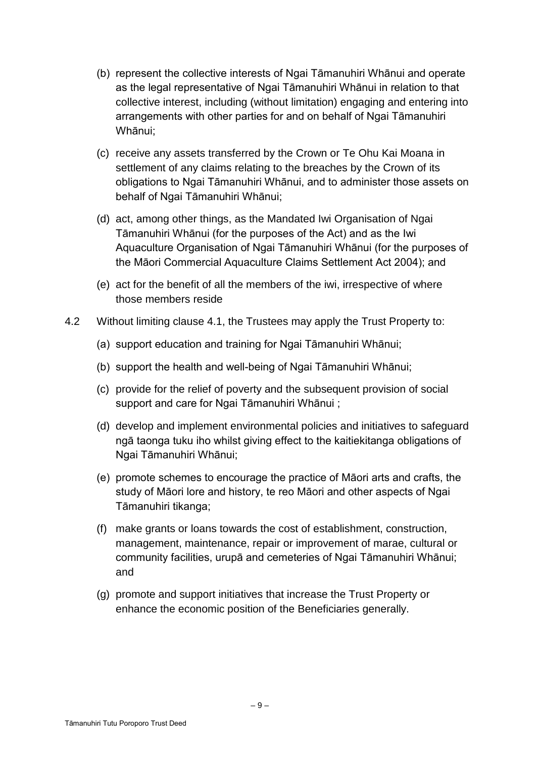(b) represent the collective interests of Ngai Tāmanuhiri Whānui and operate as the legal representative of Ngai Tāmanuhiri Whānui in relation to that collective interest, including (without limitation) engaging and entering into arrangements with other parties for and on behalf of Ngai Tāmanuhiri Whānui;

(c) receive any assets transferred by the Crown or Te Ohu Kai Moana in settlement of any claims relating to the breaches by the Crown of its obligations to Ngai Tāmanuhiri Whānui, and to administer those assets on behalf of Ngai Tāmanuhiri Whānui;

(d) act, among other things, as the Mandated Iwi Organisation of Ngai Tāmanuhiri Whānui (for the purposes of the Act) and as the Iwi Aquaculture Organisation of Ngai Tāmanuhiri Whānui (for the purposes of the Māori Commercial Aquaculture Claims Settlement Act 2004); and

(e) act for the benefit of all the members of the iwi, irrespective of where those members reside

4.2 Without limiting clause 4.1, the Trustees may apply the Trust Property to:

(a) support education and training for Ngai Tāmanuhiri Whānui;

(b) support the health and well-being of Ngai Tāmanuhiri Whānui;

(c) provide for the relief of poverty and the subsequent provision of social support and care for Ngai Tāmanuhiri Whānui ;

(d) develop and implement environmental policies and initiatives to safeguard ngā taonga tuku iho whilst giving effect to the kaitiekitanga obligations of Ngai Tāmanuhiri Whānui;

(e) promote schemes to encourage the practice of Māori arts and crafts, the study of Māori lore and history, te reo Māori and other aspects of Ngai Tāmanuhiri tikanga;

(f) make grants or loans towards the cost of establishment, construction, management, maintenance, repair or improvement of marae, cultural or community facilities, urupā and cemeteries of Ngai Tāmanuhiri Whānui; and

(g) promote and support initiatives that increase the Trust Property or enhance the economic position of the Beneficiaries generally.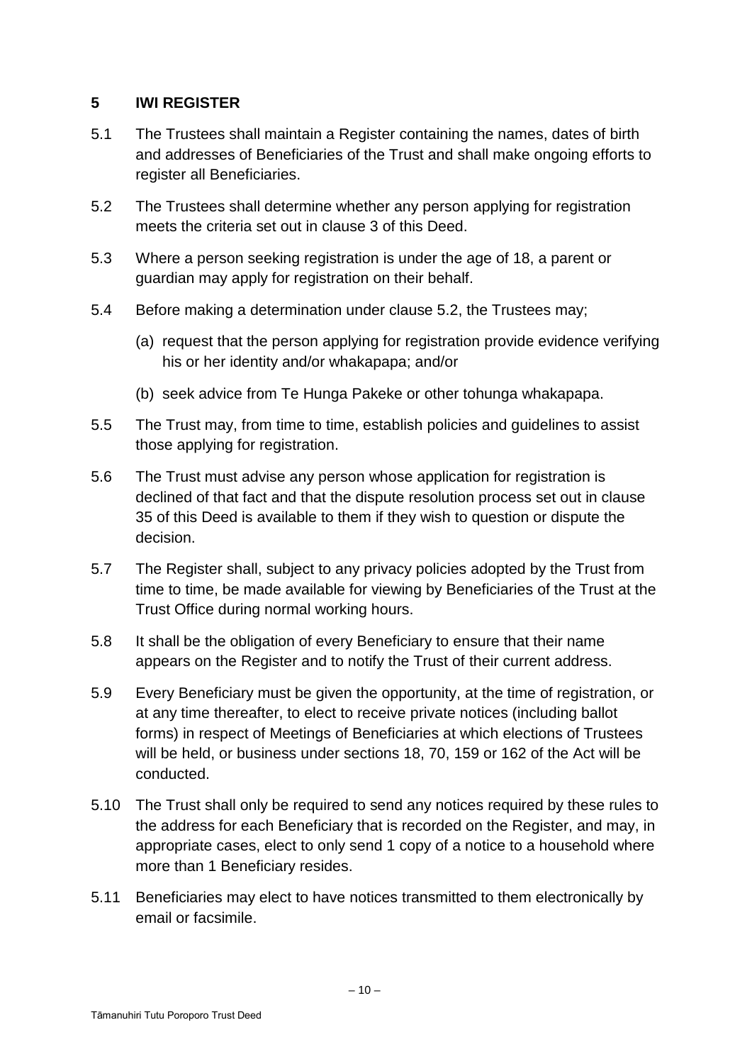## 5 IWI REGISTER

5.1 The Trustees shall maintain a Register containing the names, dates of birth and addresses of Beneficiaries of the Trust and shall make ongoing efforts to register all Beneficiaries.

5.2 The Trustees shall determine whether any person applying for registration meets the criteria set out in clause 3 of this Deed.

5.3 Where a person seeking registration is under the age of 18, a parent or guardian may apply for registration on their behalf.

5.4 Before making a determination under clause 5.2, the Trustees may;

(a) request that the person applying for registration provide evidence verifying his or her identity and/or whakapapa; and/or

(b) seek advice from Te Hunga Pakeke or other tohunga whakapapa.

5.5 The Trust may, from time to time, establish policies and guidelines to assist those applying for registration.

5.6 The Trust must advise any person whose application for registration is declined of that fact and that the dispute resolution process set out in clause 35 of this Deed is available to them if they wish to question or dispute the decision.

5.7 The Register shall, subject to any privacy policies adopted by the Trust from time to time, be made available for viewing by Beneficiaries of the Trust at the Trust Office during normal working hours.

5.8 It shall be the obligation of every Beneficiary to ensure that their name appears on the Register and to notify the Trust of their current address.

5.9 Every Beneficiary must be given the opportunity, at the time of registration, or at any time thereafter, to elect to receive private notices (including ballot forms) in respect of Meetings of Beneficiaries at which elections of Trustees will be held, or business under sections 18, 70, 159 or 162 of the Act will be conducted.

5.10 The Trust shall only be required to send any notices required by these rules to the address for each Beneficiary that is recorded on the Register, and may, in appropriate cases, elect to only send 1 copy of a notice to a household where more than 1 Beneficiary resides.

5.11 Beneficiaries may elect to have notices transmitted to them electronically by email or facsimile.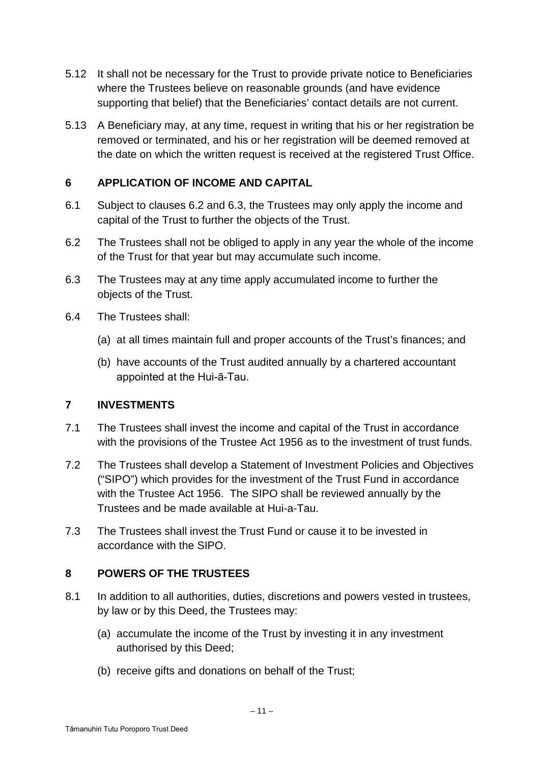5.12 It shall not be necessary for the Trust to provide private notice to Beneficiaries where the Trustees believe on reasonable grounds (and have evidence supporting that belief) that the Beneficiaries' contact details are not current.

5.13 A Beneficiary may, at any time, request in writing that his or her registration be removed or terminated, and his or her registration will be deemed removed at the date on which the written request is received at the registered Trust Office.

## 6 APPLICATION OF INCOME AND CAPITAL

6.1 Subject to clauses 6.2 and 6.3, the Trustees may only apply the income and capital of the Trust to further the objects of the Trust.

6.2 The Trustees shall not be obliged to apply in any year the whole of the income of the Trust for that year but may accumulate such income.

6.3 The Trustees may at any time apply accumulated income to further the objects of the Trust.

6.4 The Trustees shall:

(a) at all times maintain full and proper accounts of the Trust's finances; and

(b) have accounts of the Trust audited annually by a chartered accountant appointed at the Hui-ā-Tau.

## 7 INVESTMENTS

7.1 The Trustees shall invest the income and capital of the Trust in accordance with the provisions of the Trustee Act 1956 as to the investment of trust funds.

7.2 The Trustees shall develop a Statement of Investment Policies and Objectives ("SIPO") which provides for the investment of the Trust Fund in accordance with the Trustee Act 1956. The SIPO shall be reviewed annually by the Trustees and be made available at Hui-a-Tau.

7.3 The Trustees shall invest the Trust Fund or cause it to be invested in accordance with the SIPO.

## 8 POWERS OF THE TRUSTEES

8.1 In addition to all authorities, duties, discretions and powers vested in trustees, by law or by this Deed, the Trustees may:

(a) accumulate the income of the Trust by investing it in any investment authorised by this Deed;

(b) receive gifts and donations on behalf of the Trust;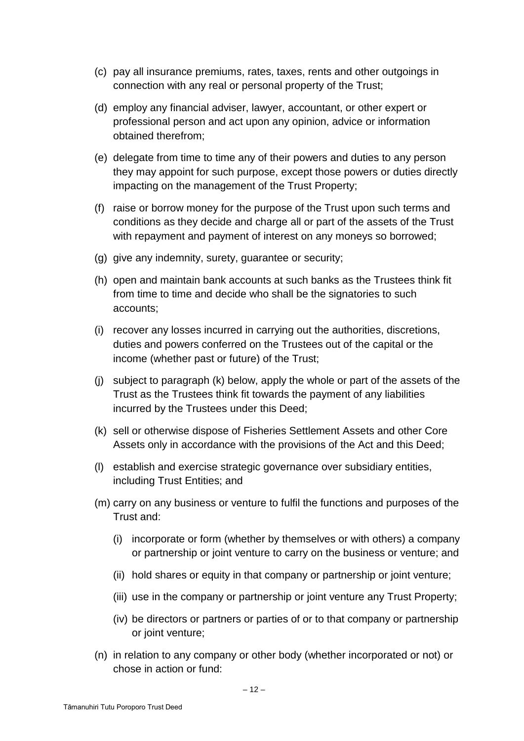- (c) pay all insurance premiums, rates, taxes, rents and other outgoings in connection with any real or personal property of the Trust;
- (d) employ any financial adviser, lawyer, accountant, or other expert or professional person and act upon any opinion, advice or information obtained therefrom;
- (e) delegate from time to time any of their powers and duties to any person they may appoint for such purpose, except those powers or duties directly impacting on the management of the Trust Property;
- (f) raise or borrow money for the purpose of the Trust upon such terms and conditions as they decide and charge all or part of the assets of the Trust with repayment and payment of interest on any moneys so borrowed;
- (g) give any indemnity, surety, guarantee or security;
- (h) open and maintain bank accounts at such banks as the Trustees think fit from time to time and decide who shall be the signatories to such accounts;
- (i) recover any losses incurred in carrying out the authorities, discretions, duties and powers conferred on the Trustees out of the capital or the income (whether past or future) of the Trust;
- (j) subject to paragraph (k) below, apply the whole or part of the assets of the Trust as the Trustees think fit towards the payment of any liabilities incurred by the Trustees under this Deed;
- (k) sell or otherwise dispose of Fisheries Settlement Assets and other Core Assets only in accordance with the provisions of the Act and this Deed;
- (l) establish and exercise strategic governance over subsidiary entities, including Trust Entities; and
- (m) carry on any business or venture to fulfil the functions and purposes of the Trust and:
  - (i) incorporate or form (whether by themselves or with others) a company or partnership or joint venture to carry on the business or venture; and
  - (ii) hold shares or equity in that company or partnership or joint venture;
  - (iii) use in the company or partnership or joint venture any Trust Property;
  - (iv) be directors or partners or parties of or to that company or partnership or joint venture;
- (n) in relation to any company or other body (whether incorporated or not) or chose in action or fund: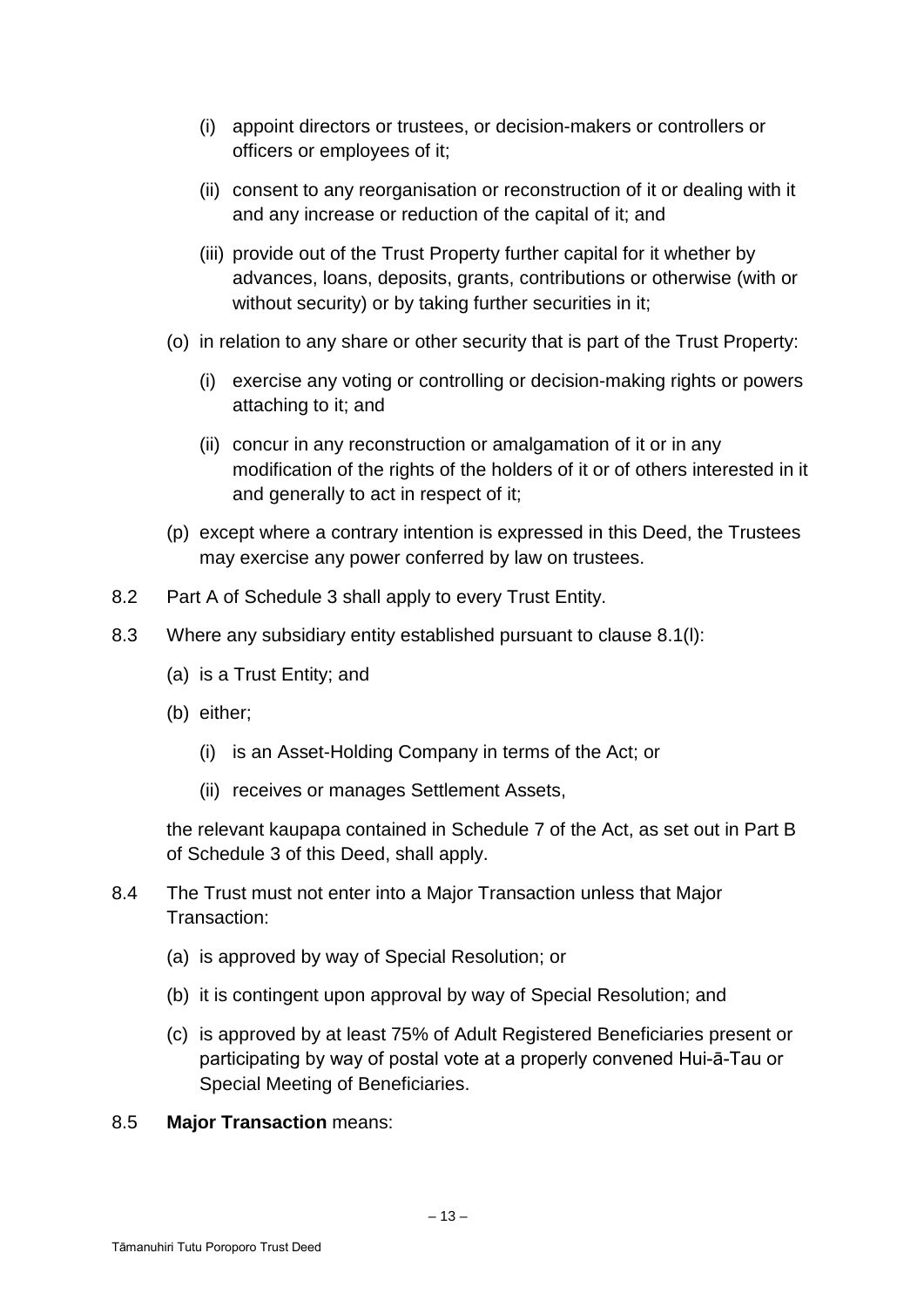(i) appoint directors or trustees, or decision-makers or controllers or officers or employees of it;

(ii) consent to any reorganisation or reconstruction of it or dealing with it and any increase or reduction of the capital of it; and

(iii) provide out of the Trust Property further capital for it whether by advances, loans, deposits, grants, contributions or otherwise (with or without security) or by taking further securities in it;

(o) in relation to any share or other security that is part of the Trust Property:

(i) exercise any voting or controlling or decision-making rights or powers attaching to it; and

(ii) concur in any reconstruction or amalgamation of it or in any modification of the rights of the holders of it or of others interested in it and generally to act in respect of it;

(p) except where a contrary intention is expressed in this Deed, the Trustees may exercise any power conferred by law on trustees.

8.2 Part A of Schedule 3 shall apply to every Trust Entity.

8.3 Where any subsidiary entity established pursuant to clause 8.1(l):

(a) is a Trust Entity; and

(b) either;

(i) is an Asset-Holding Company in terms of the Act; or

(ii) receives or manages Settlement Assets,

the relevant kaupapa contained in Schedule 7 of the Act, as set out in Part B of Schedule 3 of this Deed, shall apply.

8.4 The Trust must not enter into a Major Transaction unless that Major Transaction:

(a) is approved by way of Special Resolution; or

(b) it is contingent upon approval by way of Special Resolution; and

(c) is approved by at least 75% of Adult Registered Beneficiaries present or participating by way of postal vote at a properly convened Hui-ā-Tau or Special Meeting of Beneficiaries.

8.5 **Major Transaction** means: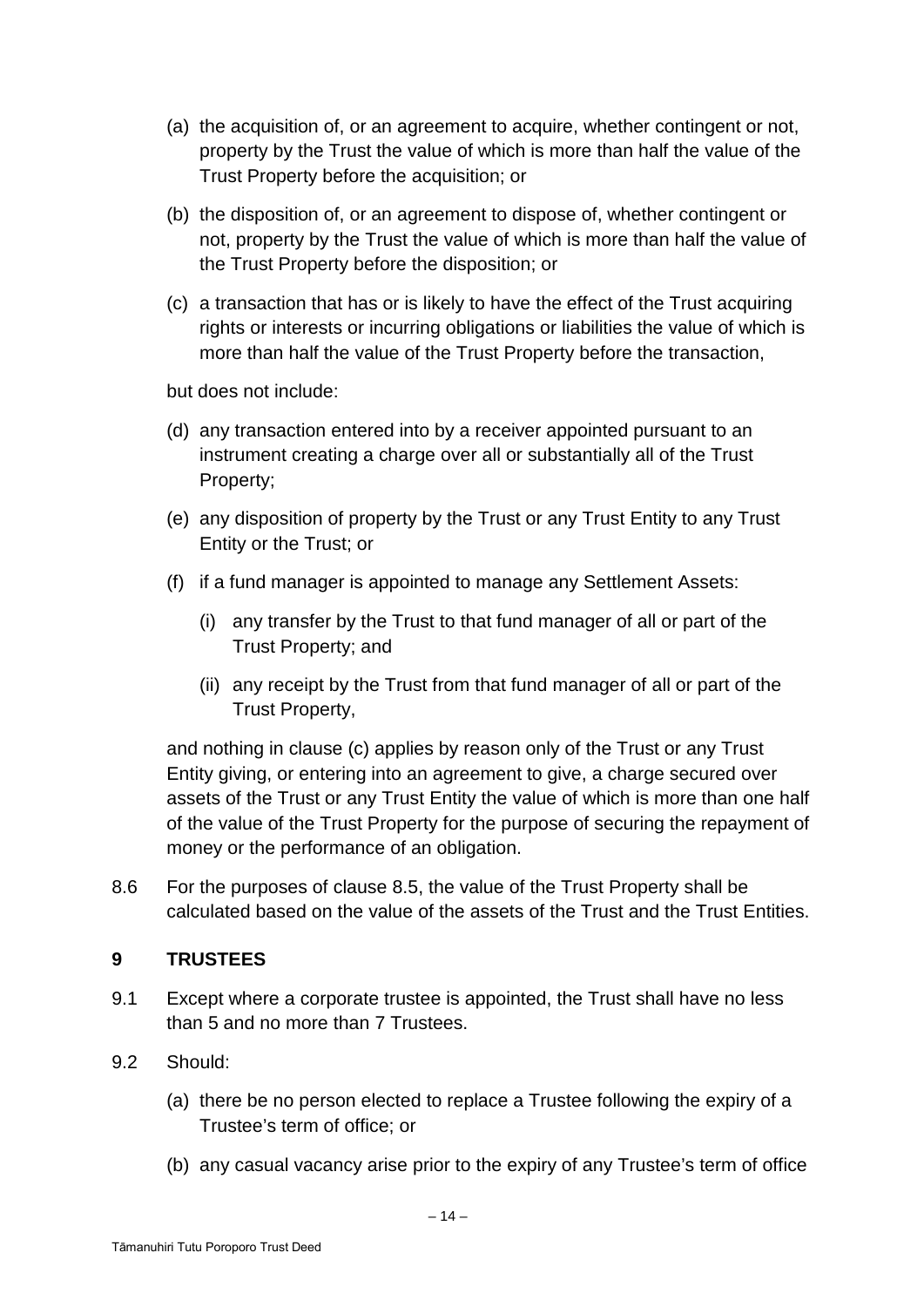(a) the acquisition of, or an agreement to acquire, whether contingent or not, property by the Trust the value of which is more than half the value of the Trust Property before the acquisition; or

(b) the disposition of, or an agreement to dispose of, whether contingent or not, property by the Trust the value of which is more than half the value of the Trust Property before the disposition; or

(c) a transaction that has or is likely to have the effect of the Trust acquiring rights or interests or incurring obligations or liabilities the value of which is more than half the value of the Trust Property before the transaction,

but does not include:

(d) any transaction entered into by a receiver appointed pursuant to an instrument creating a charge over all or substantially all of the Trust Property;

(e) any disposition of property by the Trust or any Trust Entity to any Trust Entity or the Trust; or

(f) if a fund manager is appointed to manage any Settlement Assets:

(i) any transfer by the Trust to that fund manager of all or part of the Trust Property; and

(ii) any receipt by the Trust from that fund manager of all or part of the Trust Property,

and nothing in clause (c) applies by reason only of the Trust or any Trust Entity giving, or entering into an agreement to give, a charge secured over assets of the Trust or any Trust Entity the value of which is more than one half of the value of the Trust Property for the purpose of securing the repayment of money or the performance of an obligation.

8.6 For the purposes of clause 8.5, the value of the Trust Property shall be calculated based on the value of the assets of the Trust and the Trust Entities.

## 9 TRUSTEES

9.1 Except where a corporate trustee is appointed, the Trust shall have no less than 5 and no more than 7 Trustees.

9.2 Should:

(a) there be no person elected to replace a Trustee following the expiry of a Trustee's term of office; or

(b) any casual vacancy arise prior to the expiry of any Trustee's term of office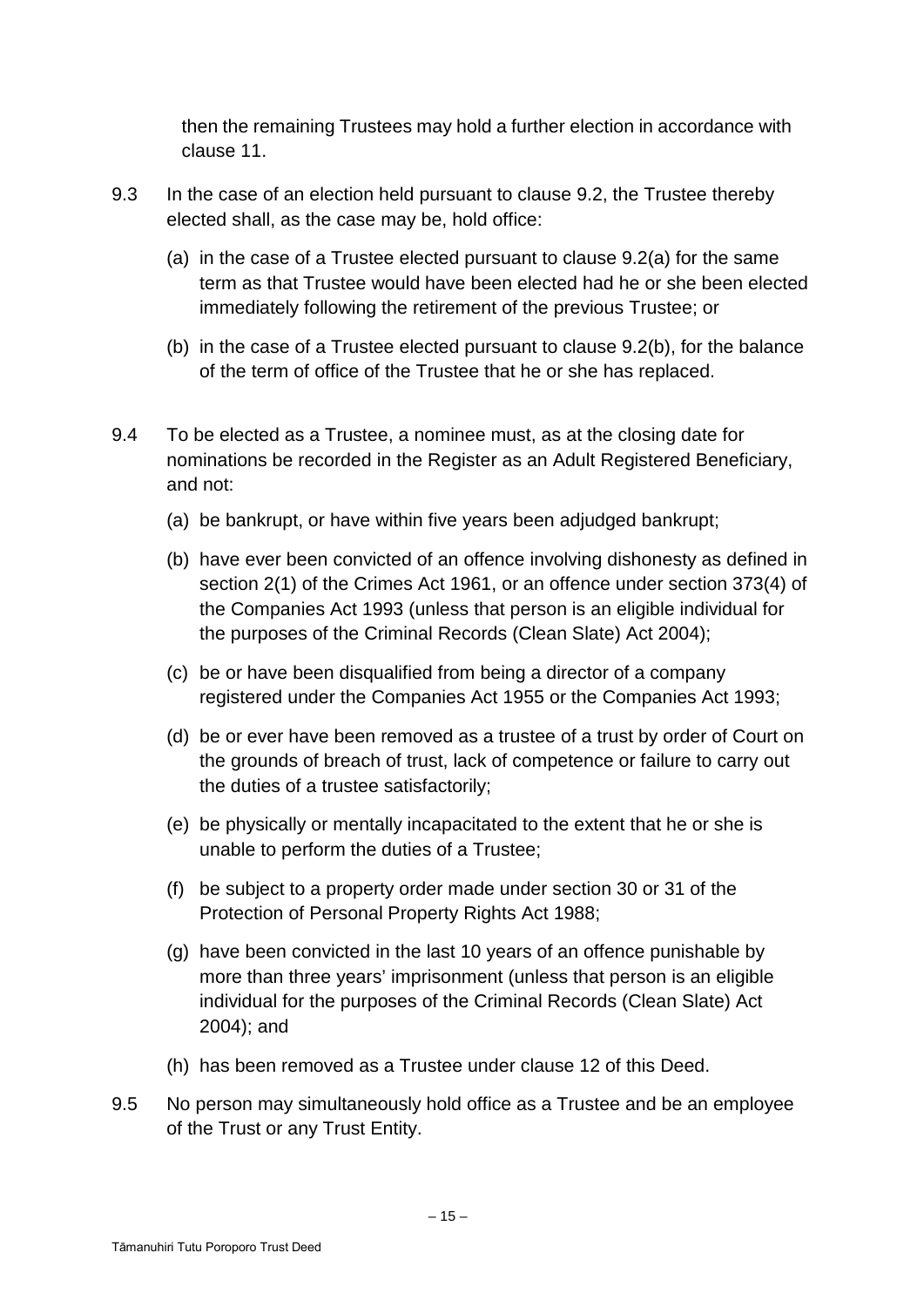then the remaining Trustees may hold a further election in accordance with clause 11.

9.3 In the case of an election held pursuant to clause 9.2, the Trustee thereby elected shall, as the case may be, hold office:

(a) in the case of a Trustee elected pursuant to clause 9.2(a) for the same term as that Trustee would have been elected had he or she been elected immediately following the retirement of the previous Trustee; or

(b) in the case of a Trustee elected pursuant to clause 9.2(b), for the balance of the term of office of the Trustee that he or she has replaced.

9.4 To be elected as a Trustee, a nominee must, as at the closing date for nominations be recorded in the Register as an Adult Registered Beneficiary, and not:

(a) be bankrupt, or have within five years been adjudged bankrupt;

(b) have ever been convicted of an offence involving dishonesty as defined in section 2(1) of the Crimes Act 1961, or an offence under section 373(4) of the Companies Act 1993 (unless that person is an eligible individual for the purposes of the Criminal Records (Clean Slate) Act 2004);

(c) be or have been disqualified from being a director of a company registered under the Companies Act 1955 or the Companies Act 1993;

(d) be or ever have been removed as a trustee of a trust by order of Court on the grounds of breach of trust, lack of competence or failure to carry out the duties of a trustee satisfactorily;

(e) be physically or mentally incapacitated to the extent that he or she is unable to perform the duties of a Trustee;

(f) be subject to a property order made under section 30 or 31 of the Protection of Personal Property Rights Act 1988;

(g) have been convicted in the last 10 years of an offence punishable by more than three years' imprisonment (unless that person is an eligible individual for the purposes of the Criminal Records (Clean Slate) Act 2004); and

(h) has been removed as a Trustee under clause 12 of this Deed.

9.5 No person may simultaneously hold office as a Trustee and be an employee of the Trust or any Trust Entity.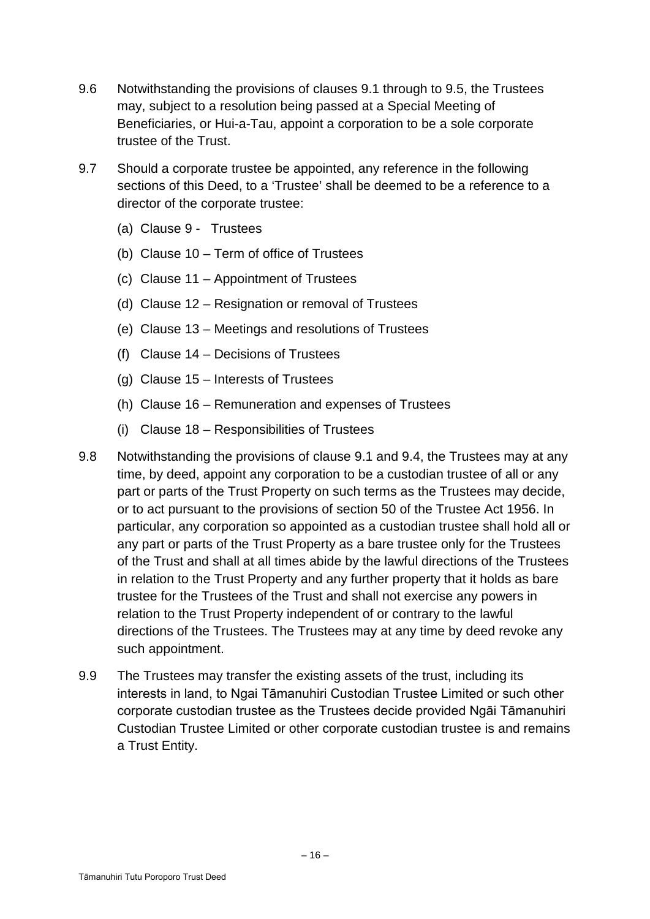9.6 Notwithstanding the provisions of clauses 9.1 through to 9.5, the Trustees may, subject to a resolution being passed at a Special Meeting of Beneficiaries, or Hui-a-Tau, appoint a corporation to be a sole corporate trustee of the Trust.

9.7 Should a corporate trustee be appointed, any reference in the following sections of this Deed, to a 'Trustee' shall be deemed to be a reference to a director of the corporate trustee:

(a) Clause 9 - Trustees

(b) Clause 10 – Term of office of Trustees

(c) Clause 11 – Appointment of Trustees

(d) Clause 12 – Resignation or removal of Trustees

(e) Clause 13 – Meetings and resolutions of Trustees

(f) Clause 14 – Decisions of Trustees

(g) Clause 15 – Interests of Trustees

(h) Clause 16 – Remuneration and expenses of Trustees

(i) Clause 18 – Responsibilities of Trustees

9.8 Notwithstanding the provisions of clause 9.1 and 9.4, the Trustees may at any time, by deed, appoint any corporation to be a custodian trustee of all or any part or parts of the Trust Property on such terms as the Trustees may decide, or to act pursuant to the provisions of section 50 of the Trustee Act 1956. In particular, any corporation so appointed as a custodian trustee shall hold all or any part or parts of the Trust Property as a bare trustee only for the Trustees of the Trust and shall at all times abide by the lawful directions of the Trustees in relation to the Trust Property and any further property that it holds as bare trustee for the Trustees of the Trust and shall not exercise any powers in relation to the Trust Property independent of or contrary to the lawful directions of the Trustees. The Trustees may at any time by deed revoke any such appointment.

9.9 The Trustees may transfer the existing assets of the trust, including its interests in land, to Ngai Tāmanuhiri Custodian Trustee Limited or such other corporate custodian trustee as the Trustees decide provided Ngāi Tāmanuhiri Custodian Trustee Limited or other corporate custodian trustee is and remains a Trust Entity.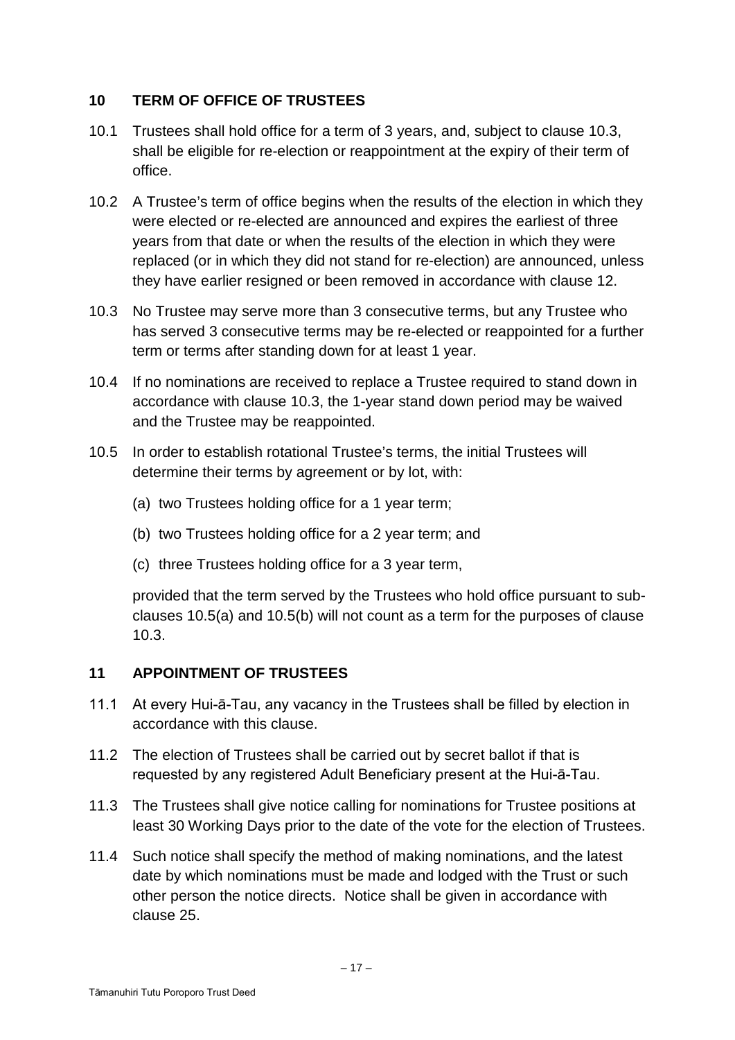## 10 TERM OF OFFICE OF TRUSTEES

10.1 Trustees shall hold office for a term of 3 years, and, subject to clause 10.3, shall be eligible for re-election or reappointment at the expiry of their term of office.

10.2 A Trustee's term of office begins when the results of the election in which they were elected or re-elected are announced and expires the earliest of three years from that date or when the results of the election in which they were replaced (or in which they did not stand for re-election) are announced, unless they have earlier resigned or been removed in accordance with clause 12.

10.3 No Trustee may serve more than 3 consecutive terms, but any Trustee who has served 3 consecutive terms may be re-elected or reappointed for a further term or terms after standing down for at least 1 year.

10.4 If no nominations are received to replace a Trustee required to stand down in accordance with clause 10.3, the 1-year stand down period may be waived and the Trustee may be reappointed.

10.5 In order to establish rotational Trustee's terms, the initial Trustees will determine their terms by agreement or by lot, with:

(a) two Trustees holding office for a 1 year term;

(b) two Trustees holding office for a 2 year term; and

(c) three Trustees holding office for a 3 year term,

provided that the term served by the Trustees who hold office pursuant to sub-clauses 10.5(a) and 10.5(b) will not count as a term for the purposes of clause 10.3.

## 11 APPOINTMENT OF TRUSTEES

11.1 At every Hui-ā-Tau, any vacancy in the Trustees shall be filled by election in accordance with this clause.

11.2 The election of Trustees shall be carried out by secret ballot if that is requested by any registered Adult Beneficiary present at the Hui-ā-Tau.

11.3 The Trustees shall give notice calling for nominations for Trustee positions at least 30 Working Days prior to the date of the vote for the election of Trustees.

11.4 Such notice shall specify the method of making nominations, and the latest date by which nominations must be made and lodged with the Trust or such other person the notice directs. Notice shall be given in accordance with clause 25.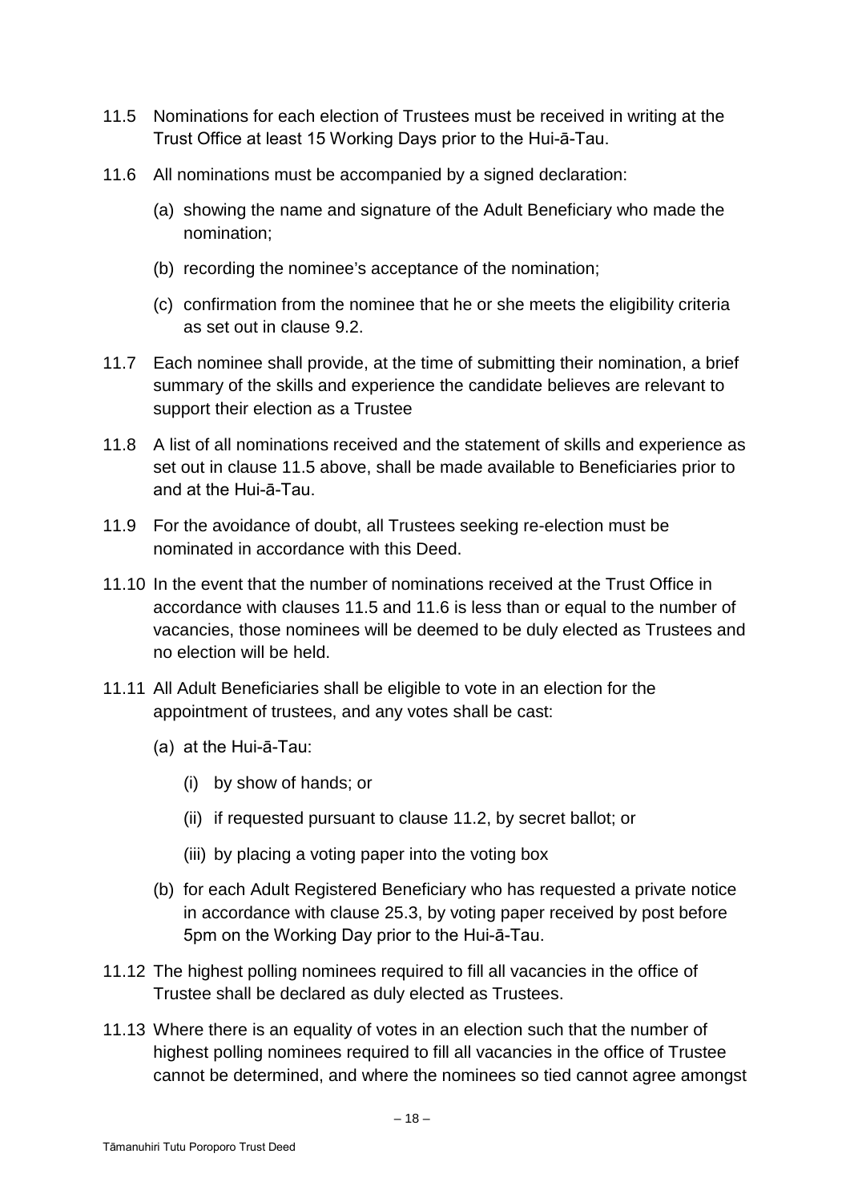11.5 Nominations for each election of Trustees must be received in writing at the Trust Office at least 15 Working Days prior to the Hui-ā-Tau.

11.6 All nominations must be accompanied by a signed declaration:

(a) showing the name and signature of the Adult Beneficiary who made the nomination;

(b) recording the nominee's acceptance of the nomination;

(c) confirmation from the nominee that he or she meets the eligibility criteria as set out in clause 9.2.

11.7 Each nominee shall provide, at the time of submitting their nomination, a brief summary of the skills and experience the candidate believes are relevant to support their election as a Trustee

11.8 A list of all nominations received and the statement of skills and experience as set out in clause 11.5 above, shall be made available to Beneficiaries prior to and at the Hui-ā-Tau.

11.9 For the avoidance of doubt, all Trustees seeking re-election must be nominated in accordance with this Deed.

11.10 In the event that the number of nominations received at the Trust Office in accordance with clauses 11.5 and 11.6 is less than or equal to the number of vacancies, those nominees will be deemed to be duly elected as Trustees and no election will be held.

11.11 All Adult Beneficiaries shall be eligible to vote in an election for the appointment of trustees, and any votes shall be cast:

(a) at the Hui-ā-Tau:

(i) by show of hands; or

(ii) if requested pursuant to clause 11.2, by secret ballot; or

(iii) by placing a voting paper into the voting box

(b) for each Adult Registered Beneficiary who has requested a private notice in accordance with clause 25.3, by voting paper received by post before 5pm on the Working Day prior to the Hui-ā-Tau.

11.12 The highest polling nominees required to fill all vacancies in the office of Trustee shall be declared as duly elected as Trustees.

11.13 Where there is an equality of votes in an election such that the number of highest polling nominees required to fill all vacancies in the office of Trustee cannot be determined, and where the nominees so tied cannot agree amongst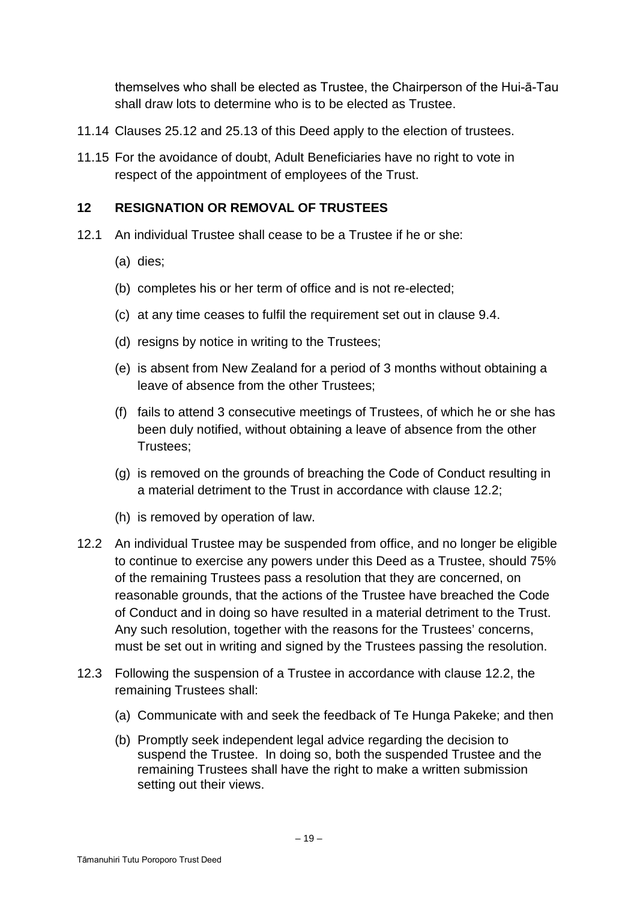themselves who shall be elected as Trustee, the Chairperson of the Hui-ā-Tau shall draw lots to determine who is to be elected as Trustee.

11.14 Clauses 25.12 and 25.13 of this Deed apply to the election of trustees.

11.15 For the avoidance of doubt, Adult Beneficiaries have no right to vote in respect of the appointment of employees of the Trust.

## 12 RESIGNATION OR REMOVAL OF TRUSTEES

12.1 An individual Trustee shall cease to be a Trustee if he or she:

(a) dies;

(b) completes his or her term of office and is not re-elected;

(c) at any time ceases to fulfil the requirement set out in clause 9.4.

(d) resigns by notice in writing to the Trustees;

(e) is absent from New Zealand for a period of 3 months without obtaining a leave of absence from the other Trustees;

(f) fails to attend 3 consecutive meetings of Trustees, of which he or she has been duly notified, without obtaining a leave of absence from the other Trustees;

(g) is removed on the grounds of breaching the Code of Conduct resulting in a material detriment to the Trust in accordance with clause 12.2;

(h) is removed by operation of law.

12.2 An individual Trustee may be suspended from office, and no longer be eligible to continue to exercise any powers under this Deed as a Trustee, should 75% of the remaining Trustees pass a resolution that they are concerned, on reasonable grounds, that the actions of the Trustee have breached the Code of Conduct and in doing so have resulted in a material detriment to the Trust. Any such resolution, together with the reasons for the Trustees' concerns, must be set out in writing and signed by the Trustees passing the resolution.

12.3 Following the suspension of a Trustee in accordance with clause 12.2, the remaining Trustees shall:

(a) Communicate with and seek the feedback of Te Hunga Pakeke; and then

(b) Promptly seek independent legal advice regarding the decision to suspend the Trustee. In doing so, both the suspended Trustee and the remaining Trustees shall have the right to make a written submission setting out their views.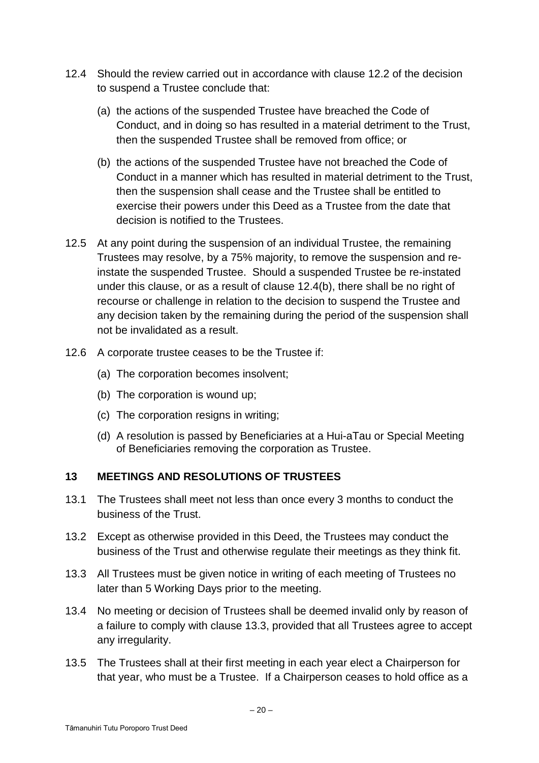12.4 Should the review carried out in accordance with clause 12.2 of the decision to suspend a Trustee conclude that:

(a) the actions of the suspended Trustee have breached the Code of Conduct, and in doing so has resulted in a material detriment to the Trust, then the suspended Trustee shall be removed from office; or

(b) the actions of the suspended Trustee have not breached the Code of Conduct in a manner which has resulted in material detriment to the Trust, then the suspension shall cease and the Trustee shall be entitled to exercise their powers under this Deed as a Trustee from the date that decision is notified to the Trustees.

12.5 At any point during the suspension of an individual Trustee, the remaining Trustees may resolve, by a 75% majority, to remove the suspension and re-instate the suspended Trustee. Should a suspended Trustee be re-instated under this clause, or as a result of clause 12.4(b), there shall be no right of recourse or challenge in relation to the decision to suspend the Trustee and any decision taken by the remaining during the period of the suspension shall not be invalidated as a result.

12.6 A corporate trustee ceases to be the Trustee if:

(a) The corporation becomes insolvent;

(b) The corporation is wound up;

(c) The corporation resigns in writing;

(d) A resolution is passed by Beneficiaries at a Hui-aTau or Special Meeting of Beneficiaries removing the corporation as Trustee.

## 13 MEETINGS AND RESOLUTIONS OF TRUSTEES

13.1 The Trustees shall meet not less than once every 3 months to conduct the business of the Trust.

13.2 Except as otherwise provided in this Deed, the Trustees may conduct the business of the Trust and otherwise regulate their meetings as they think fit.

13.3 All Trustees must be given notice in writing of each meeting of Trustees no later than 5 Working Days prior to the meeting.

13.4 No meeting or decision of Trustees shall be deemed invalid only by reason of a failure to comply with clause 13.3, provided that all Trustees agree to accept any irregularity.

13.5 The Trustees shall at their first meeting in each year elect a Chairperson for that year, who must be a Trustee. If a Chairperson ceases to hold office as a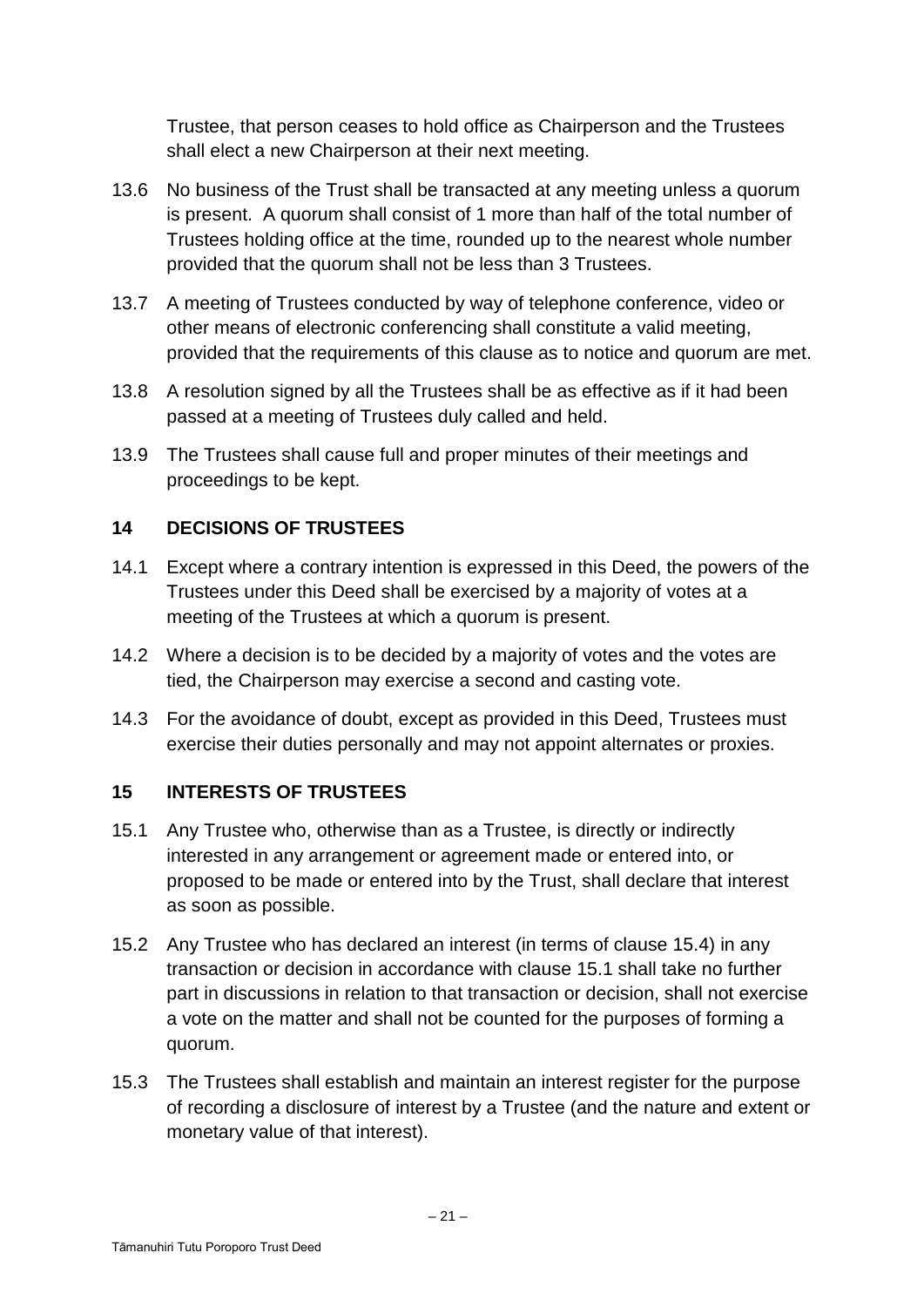Trustee, that person ceases to hold office as Chairperson and the Trustees shall elect a new Chairperson at their next meeting.

13.6 No business of the Trust shall be transacted at any meeting unless a quorum is present. A quorum shall consist of 1 more than half of the total number of Trustees holding office at the time, rounded up to the nearest whole number provided that the quorum shall not be less than 3 Trustees.

13.7 A meeting of Trustees conducted by way of telephone conference, video or other means of electronic conferencing shall constitute a valid meeting, provided that the requirements of this clause as to notice and quorum are met.

13.8 A resolution signed by all the Trustees shall be as effective as if it had been passed at a meeting of Trustees duly called and held.

13.9 The Trustees shall cause full and proper minutes of their meetings and proceedings to be kept.

## 14 DECISIONS OF TRUSTEES

14.1 Except where a contrary intention is expressed in this Deed, the powers of the Trustees under this Deed shall be exercised by a majority of votes at a meeting of the Trustees at which a quorum is present.

14.2 Where a decision is to be decided by a majority of votes and the votes are tied, the Chairperson may exercise a second and casting vote.

14.3 For the avoidance of doubt, except as provided in this Deed, Trustees must exercise their duties personally and may not appoint alternates or proxies.

## 15 INTERESTS OF TRUSTEES

15.1 Any Trustee who, otherwise than as a Trustee, is directly or indirectly interested in any arrangement or agreement made or entered into, or proposed to be made or entered into by the Trust, shall declare that interest as soon as possible.

15.2 Any Trustee who has declared an interest (in terms of clause 15.4) in any transaction or decision in accordance with clause 15.1 shall take no further part in discussions in relation to that transaction or decision, shall not exercise a vote on the matter and shall not be counted for the purposes of forming a quorum.

15.3 The Trustees shall establish and maintain an interest register for the purpose of recording a disclosure of interest by a Trustee (and the nature and extent or monetary value of that interest).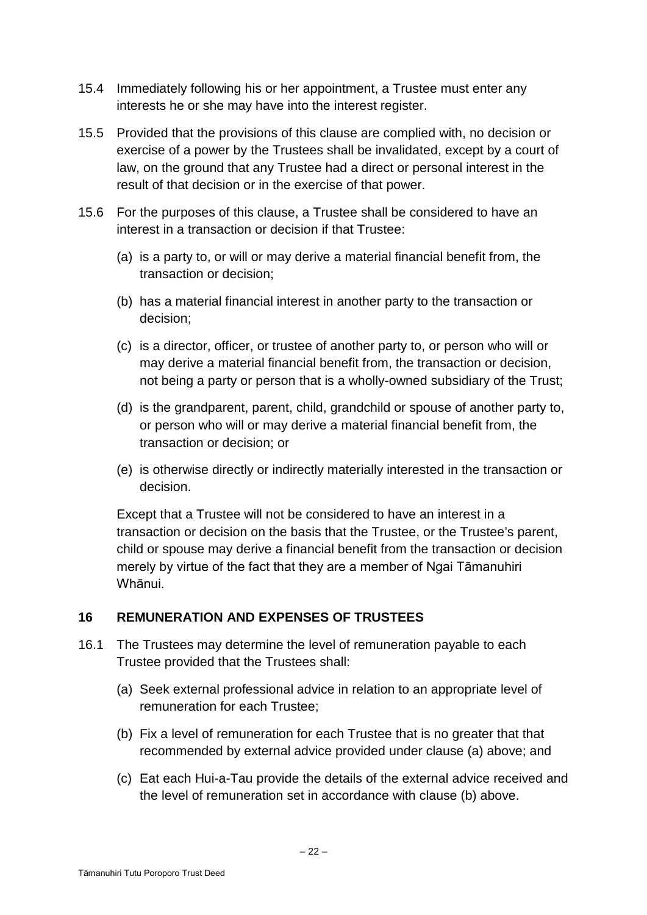15.4 Immediately following his or her appointment, a Trustee must enter any interests he or she may have into the interest register.

15.5 Provided that the provisions of this clause are complied with, no decision or exercise of a power by the Trustees shall be invalidated, except by a court of law, on the ground that any Trustee had a direct or personal interest in the result of that decision or in the exercise of that power.

15.6 For the purposes of this clause, a Trustee shall be considered to have an interest in a transaction or decision if that Trustee:

(a) is a party to, or will or may derive a material financial benefit from, the transaction or decision;

(b) has a material financial interest in another party to the transaction or decision;

(c) is a director, officer, or trustee of another party to, or person who will or may derive a material financial benefit from, the transaction or decision, not being a party or person that is a wholly-owned subsidiary of the Trust;

(d) is the grandparent, parent, child, grandchild or spouse of another party to, or person who will or may derive a material financial benefit from, the transaction or decision; or

(e) is otherwise directly or indirectly materially interested in the transaction or decision.

Except that a Trustee will not be considered to have an interest in a transaction or decision on the basis that the Trustee, or the Trustee's parent, child or spouse may derive a financial benefit from the transaction or decision merely by virtue of the fact that they are a member of Ngai Tāmanuhiri Whānui.

## 16 REMUNERATION AND EXPENSES OF TRUSTEES

16.1 The Trustees may determine the level of remuneration payable to each Trustee provided that the Trustees shall:

(a) Seek external professional advice in relation to an appropriate level of remuneration for each Trustee;

(b) Fix a level of remuneration for each Trustee that is no greater that that recommended by external advice provided under clause (a) above; and

(c) Eat each Hui-a-Tau provide the details of the external advice received and the level of remuneration set in accordance with clause (b) above.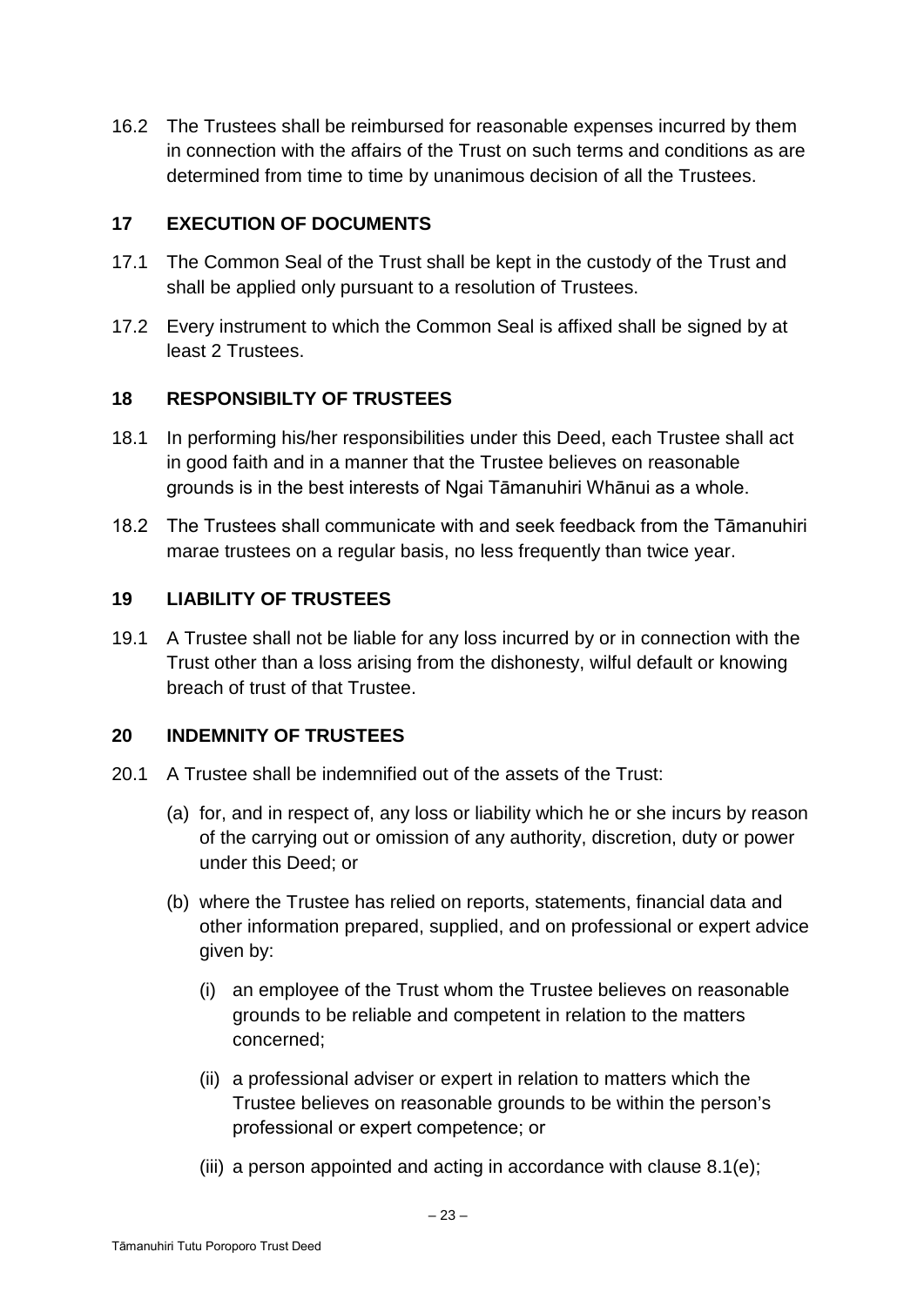16.2 The Trustees shall be reimbursed for reasonable expenses incurred by them in connection with the affairs of the Trust on such terms and conditions as are determined from time to time by unanimous decision of all the Trustees.

## 17 EXECUTION OF DOCUMENTS

17.1 The Common Seal of the Trust shall be kept in the custody of the Trust and shall be applied only pursuant to a resolution of Trustees.

17.2 Every instrument to which the Common Seal is affixed shall be signed by at least 2 Trustees.

## 18 RESPONSIBILTY OF TRUSTEES

18.1 In performing his/her responsibilities under this Deed, each Trustee shall act in good faith and in a manner that the Trustee believes on reasonable grounds is in the best interests of Ngai Tāmanuhiri Whānui as a whole.

18.2 The Trustees shall communicate with and seek feedback from the Tāmanuhiri marae trustees on a regular basis, no less frequently than twice year.

## 19 LIABILITY OF TRUSTEES

19.1 A Trustee shall not be liable for any loss incurred by or in connection with the Trust other than a loss arising from the dishonesty, wilful default or knowing breach of trust of that Trustee.

## 20 INDEMNITY OF TRUSTEES

20.1 A Trustee shall be indemnified out of the assets of the Trust:

(a) for, and in respect of, any loss or liability which he or she incurs by reason of the carrying out or omission of any authority, discretion, duty or power under this Deed; or

(b) where the Trustee has relied on reports, statements, financial data and other information prepared, supplied, and on professional or expert advice given by:

(i) an employee of the Trust whom the Trustee believes on reasonable grounds to be reliable and competent in relation to the matters concerned;

(ii) a professional adviser or expert in relation to matters which the Trustee believes on reasonable grounds to be within the person's professional or expert competence; or

(iii) a person appointed and acting in accordance with clause 8.1(e);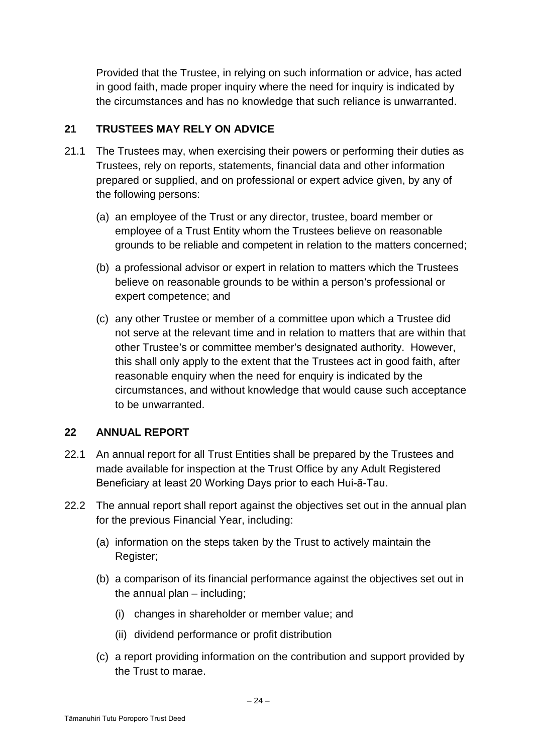Provided that the Trustee, in relying on such information or advice, has acted in good faith, made proper inquiry where the need for inquiry is indicated by the circumstances and has no knowledge that such reliance is unwarranted.

## 21 TRUSTEES MAY RELY ON ADVICE

21.1 The Trustees may, when exercising their powers or performing their duties as Trustees, rely on reports, statements, financial data and other information prepared or supplied, and on professional or expert advice given, by any of the following persons:

(a) an employee of the Trust or any director, trustee, board member or employee of a Trust Entity whom the Trustees believe on reasonable grounds to be reliable and competent in relation to the matters concerned;

(b) a professional advisor or expert in relation to matters which the Trustees believe on reasonable grounds to be within a person's professional or expert competence; and

(c) any other Trustee or member of a committee upon which a Trustee did not serve at the relevant time and in relation to matters that are within that other Trustee's or committee member's designated authority. However, this shall only apply to the extent that the Trustees act in good faith, after reasonable enquiry when the need for enquiry is indicated by the circumstances, and without knowledge that would cause such acceptance to be unwarranted.

## 22 ANNUAL REPORT

22.1 An annual report for all Trust Entities shall be prepared by the Trustees and made available for inspection at the Trust Office by any Adult Registered Beneficiary at least 20 Working Days prior to each Hui-ā-Tau.

22.2 The annual report shall report against the objectives set out in the annual plan for the previous Financial Year, including:

(a) information on the steps taken by the Trust to actively maintain the Register;

(b) a comparison of its financial performance against the objectives set out in the annual plan – including;

(i) changes in shareholder or member value; and

(ii) dividend performance or profit distribution

(c) a report providing information on the contribution and support provided by the Trust to marae.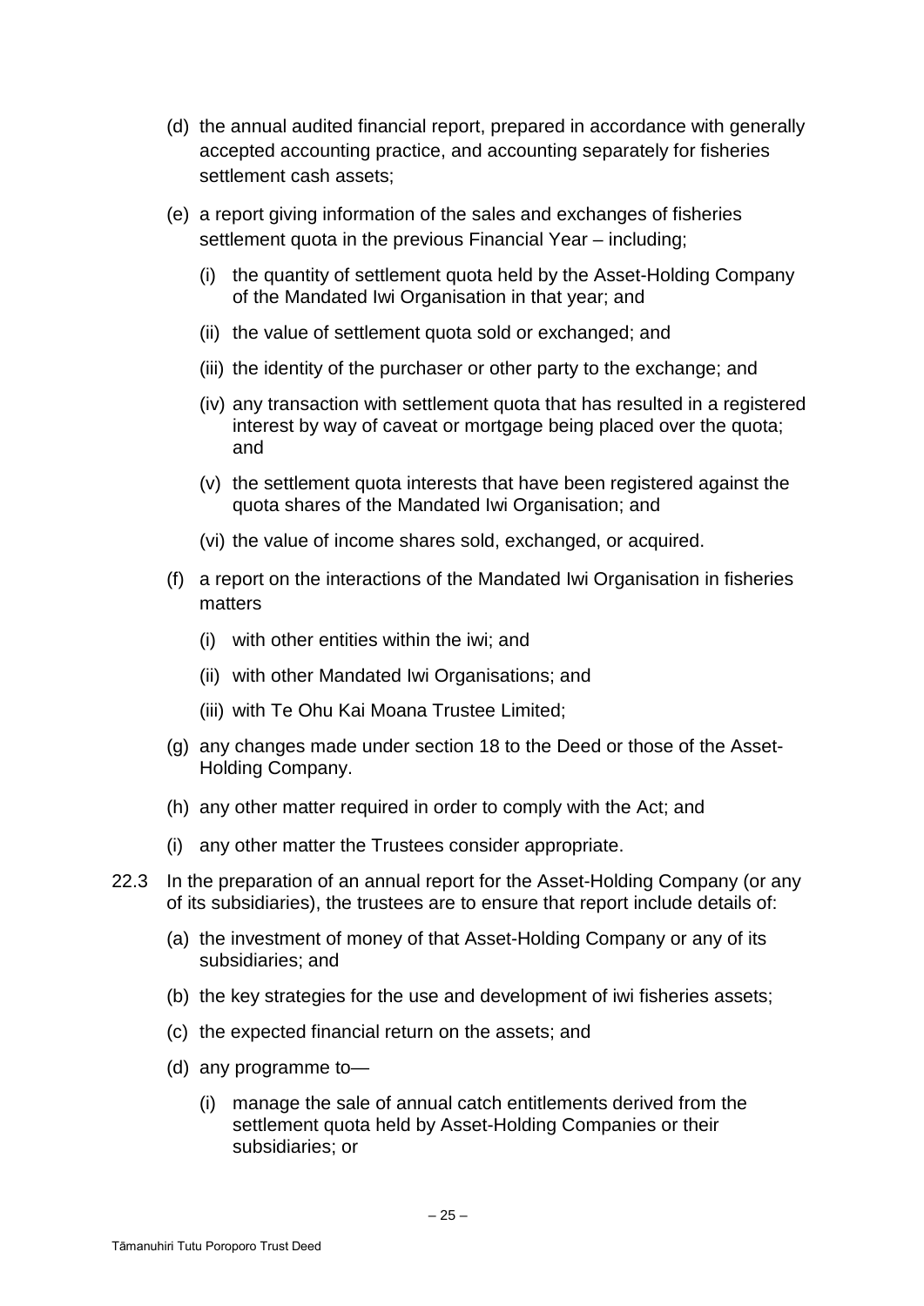(d) the annual audited financial report, prepared in accordance with generally accepted accounting practice, and accounting separately for fisheries settlement cash assets;

(e) a report giving information of the sales and exchanges of fisheries settlement quota in the previous Financial Year – including;

  (i) the quantity of settlement quota held by the Asset-Holding Company of the Mandated Iwi Organisation in that year; and

  (ii) the value of settlement quota sold or exchanged; and

  (iii) the identity of the purchaser or other party to the exchange; and

  (iv) any transaction with settlement quota that has resulted in a registered interest by way of caveat or mortgage being placed over the quota; and

  (v) the settlement quota interests that have been registered against the quota shares of the Mandated Iwi Organisation; and

  (vi) the value of income shares sold, exchanged, or acquired.

(f) a report on the interactions of the Mandated Iwi Organisation in fisheries matters

  (i) with other entities within the iwi; and

  (ii) with other Mandated Iwi Organisations; and

  (iii) with Te Ohu Kai Moana Trustee Limited;

(g) any changes made under section 18 to the Deed or those of the Asset-Holding Company.

(h) any other matter required in order to comply with the Act; and

(i) any other matter the Trustees consider appropriate.

22.3 In the preparation of an annual report for the Asset-Holding Company (or any of its subsidiaries), the trustees are to ensure that report include details of:

(a) the investment of money of that Asset-Holding Company or any of its subsidiaries; and

(b) the key strategies for the use and development of iwi fisheries assets;

(c) the expected financial return on the assets; and

(d) any programme to—

  (i) manage the sale of annual catch entitlements derived from the settlement quota held by Asset-Holding Companies or their subsidiaries; or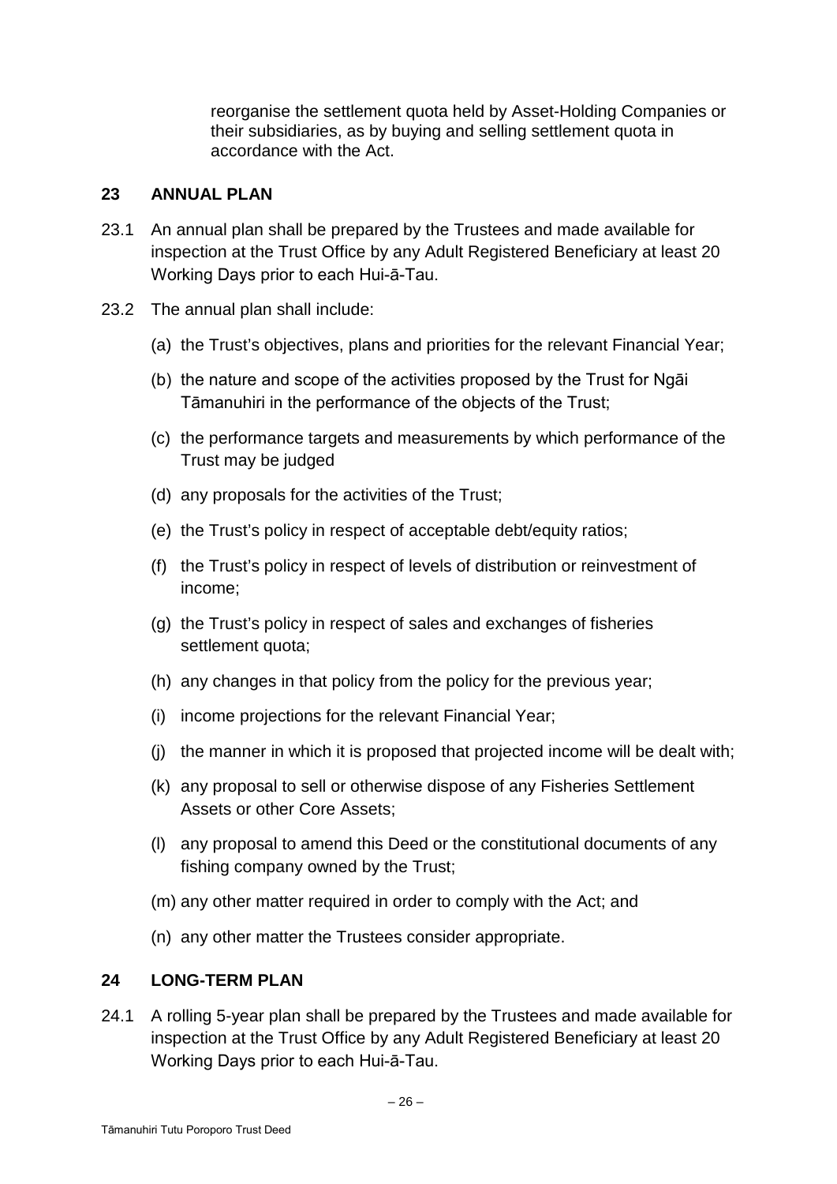reorganise the settlement quota held by Asset-Holding Companies or their subsidiaries, as by buying and selling settlement quota in accordance with the Act.

## 23 ANNUAL PLAN

23.1 An annual plan shall be prepared by the Trustees and made available for inspection at the Trust Office by any Adult Registered Beneficiary at least 20 Working Days prior to each Hui-ā-Tau.

23.2 The annual plan shall include:

(a) the Trust's objectives, plans and priorities for the relevant Financial Year;

(b) the nature and scope of the activities proposed by the Trust for Ngāi Tāmanuhiri in the performance of the objects of the Trust;

(c) the performance targets and measurements by which performance of the Trust may be judged

(d) any proposals for the activities of the Trust;

(e) the Trust's policy in respect of acceptable debt/equity ratios;

(f) the Trust's policy in respect of levels of distribution or reinvestment of income;

(g) the Trust's policy in respect of sales and exchanges of fisheries settlement quota;

(h) any changes in that policy from the policy for the previous year;

(i) income projections for the relevant Financial Year;

(j) the manner in which it is proposed that projected income will be dealt with;

(k) any proposal to sell or otherwise dispose of any Fisheries Settlement Assets or other Core Assets;

(l) any proposal to amend this Deed or the constitutional documents of any fishing company owned by the Trust;

(m) any other matter required in order to comply with the Act; and

(n) any other matter the Trustees consider appropriate.

## 24 LONG-TERM PLAN

24.1 A rolling 5-year plan shall be prepared by the Trustees and made available for inspection at the Trust Office by any Adult Registered Beneficiary at least 20 Working Days prior to each Hui-ā-Tau.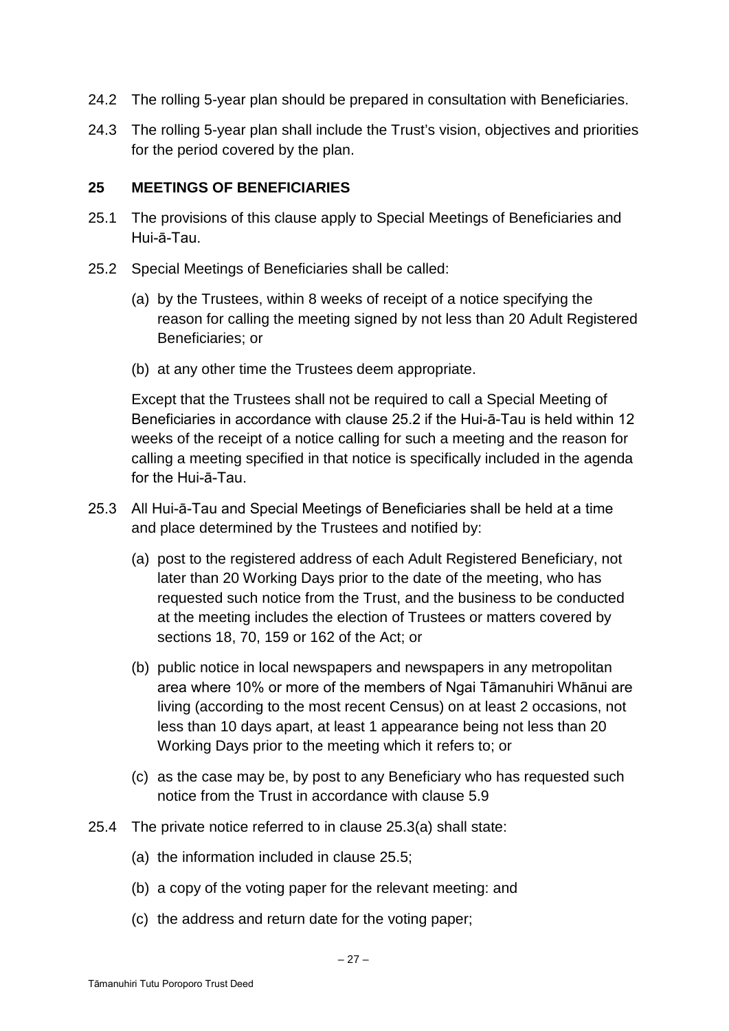24.2 The rolling 5-year plan should be prepared in consultation with Beneficiaries.

24.3 The rolling 5-year plan shall include the Trust's vision, objectives and priorities for the period covered by the plan.

## 25 MEETINGS OF BENEFICIARIES

25.1 The provisions of this clause apply to Special Meetings of Beneficiaries and Hui-ā-Tau.

25.2 Special Meetings of Beneficiaries shall be called:

(a) by the Trustees, within 8 weeks of receipt of a notice specifying the reason for calling the meeting signed by not less than 20 Adult Registered Beneficiaries; or

(b) at any other time the Trustees deem appropriate.

Except that the Trustees shall not be required to call a Special Meeting of Beneficiaries in accordance with clause 25.2 if the Hui-ā-Tau is held within 12 weeks of the receipt of a notice calling for such a meeting and the reason for calling a meeting specified in that notice is specifically included in the agenda for the Hui-ā-Tau.

25.3 All Hui-ā-Tau and Special Meetings of Beneficiaries shall be held at a time and place determined by the Trustees and notified by:

(a) post to the registered address of each Adult Registered Beneficiary, not later than 20 Working Days prior to the date of the meeting, who has requested such notice from the Trust, and the business to be conducted at the meeting includes the election of Trustees or matters covered by sections 18, 70, 159 or 162 of the Act; or

(b) public notice in local newspapers and newspapers in any metropolitan area where 10% or more of the members of Ngai Tāmanuhiri Whānui are living (according to the most recent Census) on at least 2 occasions, not less than 10 days apart, at least 1 appearance being not less than 20 Working Days prior to the meeting which it refers to; or

(c) as the case may be, by post to any Beneficiary who has requested such notice from the Trust in accordance with clause 5.9

25.4 The private notice referred to in clause 25.3(a) shall state:

(a) the information included in clause 25.5;

(b) a copy of the voting paper for the relevant meeting: and

(c) the address and return date for the voting paper;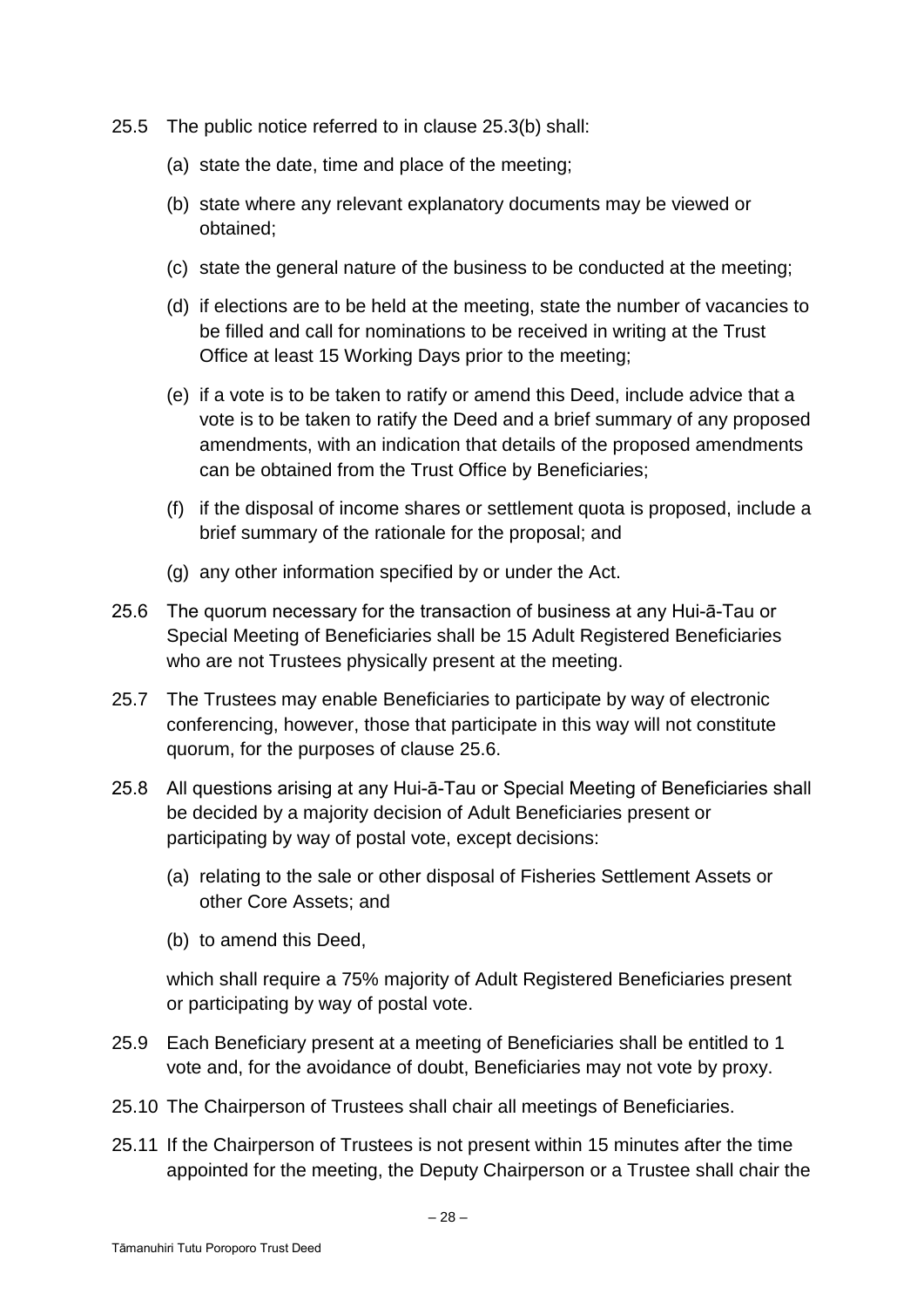25.5 The public notice referred to in clause 25.3(b) shall:

(a) state the date, time and place of the meeting;

(b) state where any relevant explanatory documents may be viewed or obtained;

(c) state the general nature of the business to be conducted at the meeting;

(d) if elections are to be held at the meeting, state the number of vacancies to be filled and call for nominations to be received in writing at the Trust Office at least 15 Working Days prior to the meeting;

(e) if a vote is to be taken to ratify or amend this Deed, include advice that a vote is to be taken to ratify the Deed and a brief summary of any proposed amendments, with an indication that details of the proposed amendments can be obtained from the Trust Office by Beneficiaries;

(f) if the disposal of income shares or settlement quota is proposed, include a brief summary of the rationale for the proposal; and

(g) any other information specified by or under the Act.

25.6 The quorum necessary for the transaction of business at any Hui-ā-Tau or Special Meeting of Beneficiaries shall be 15 Adult Registered Beneficiaries who are not Trustees physically present at the meeting.

25.7 The Trustees may enable Beneficiaries to participate by way of electronic conferencing, however, those that participate in this way will not constitute quorum, for the purposes of clause 25.6.

25.8 All questions arising at any Hui-ā-Tau or Special Meeting of Beneficiaries shall be decided by a majority decision of Adult Beneficiaries present or participating by way of postal vote, except decisions:

(a) relating to the sale or other disposal of Fisheries Settlement Assets or other Core Assets; and

(b) to amend this Deed,

which shall require a 75% majority of Adult Registered Beneficiaries present or participating by way of postal vote.

25.9 Each Beneficiary present at a meeting of Beneficiaries shall be entitled to 1 vote and, for the avoidance of doubt, Beneficiaries may not vote by proxy.

25.10 The Chairperson of Trustees shall chair all meetings of Beneficiaries.

25.11 If the Chairperson of Trustees is not present within 15 minutes after the time appointed for the meeting, the Deputy Chairperson or a Trustee shall chair the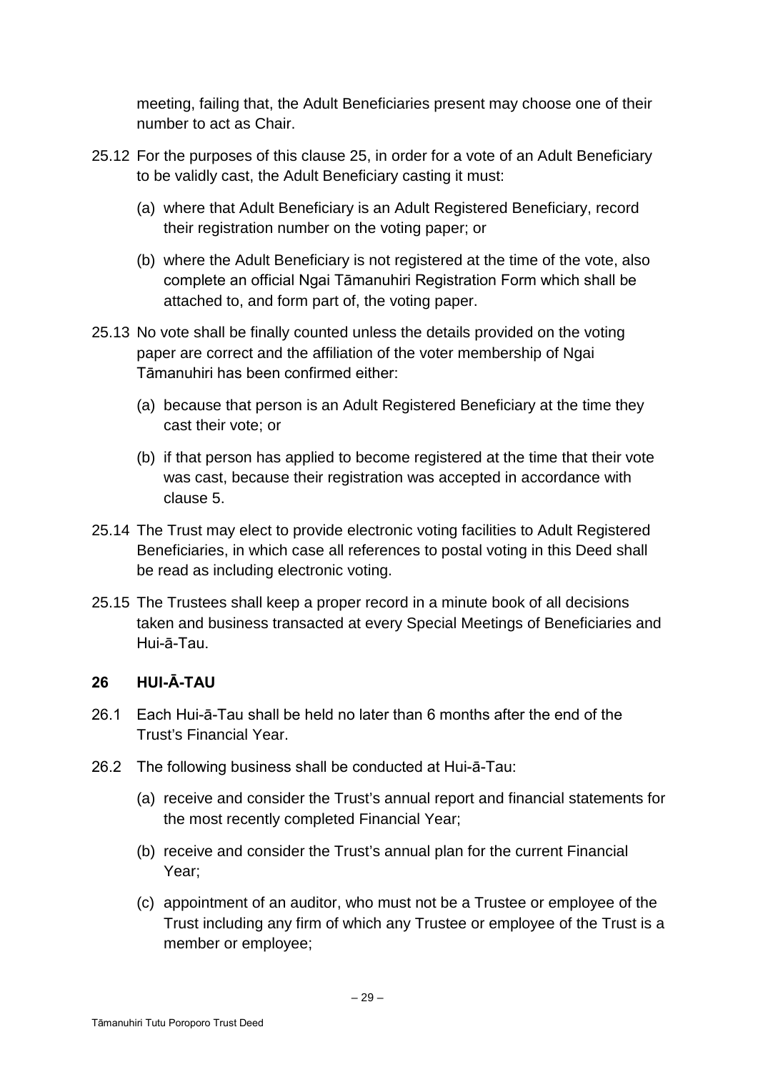meeting, failing that, the Adult Beneficiaries present may choose one of their number to act as Chair.

25.12 For the purposes of this clause 25, in order for a vote of an Adult Beneficiary to be validly cast, the Adult Beneficiary casting it must:

(a) where that Adult Beneficiary is an Adult Registered Beneficiary, record their registration number on the voting paper; or

(b) where the Adult Beneficiary is not registered at the time of the vote, also complete an official Ngai Tāmanuhiri Registration Form which shall be attached to, and form part of, the voting paper.

25.13 No vote shall be finally counted unless the details provided on the voting paper are correct and the affiliation of the voter membership of Ngai Tāmanuhiri has been confirmed either:

(a) because that person is an Adult Registered Beneficiary at the time they cast their vote; or

(b) if that person has applied to become registered at the time that their vote was cast, because their registration was accepted in accordance with clause 5.

25.14 The Trust may elect to provide electronic voting facilities to Adult Registered Beneficiaries, in which case all references to postal voting in this Deed shall be read as including electronic voting.

25.15 The Trustees shall keep a proper record in a minute book of all decisions taken and business transacted at every Special Meetings of Beneficiaries and Hui-ā-Tau.

## 26 HUI-Ā-TAU

26.1 Each Hui-ā-Tau shall be held no later than 6 months after the end of the Trust's Financial Year.

26.2 The following business shall be conducted at Hui-ā-Tau:

(a) receive and consider the Trust's annual report and financial statements for the most recently completed Financial Year;

(b) receive and consider the Trust's annual plan for the current Financial Year;

(c) appointment of an auditor, who must not be a Trustee or employee of the Trust including any firm of which any Trustee or employee of the Trust is a member or employee;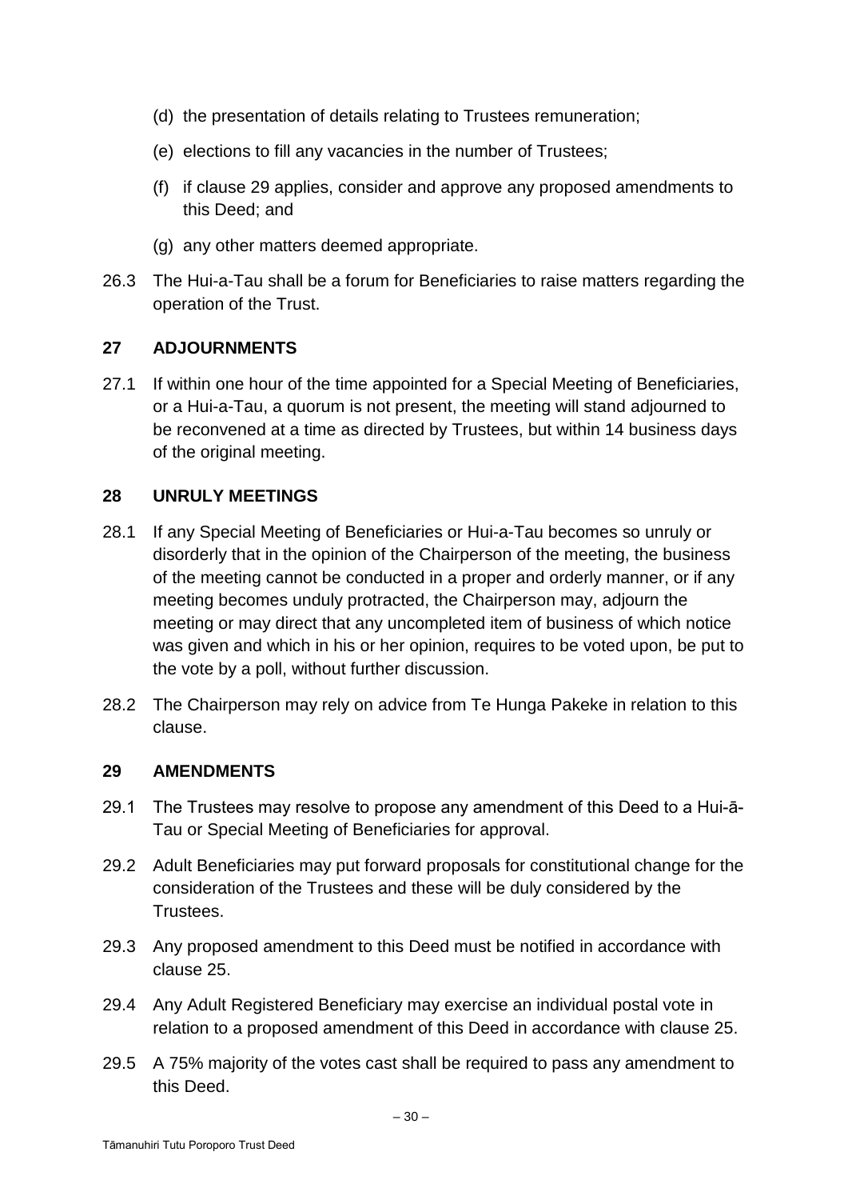(d) the presentation of details relating to Trustees remuneration;

(e) elections to fill any vacancies in the number of Trustees;

(f) if clause 29 applies, consider and approve any proposed amendments to this Deed; and

(g) any other matters deemed appropriate.

26.3 The Hui-a-Tau shall be a forum for Beneficiaries to raise matters regarding the operation of the Trust.

## 27 ADJOURNMENTS

27.1 If within one hour of the time appointed for a Special Meeting of Beneficiaries, or a Hui-a-Tau, a quorum is not present, the meeting will stand adjourned to be reconvened at a time as directed by Trustees, but within 14 business days of the original meeting.

## 28 UNRULY MEETINGS

28.1 If any Special Meeting of Beneficiaries or Hui-a-Tau becomes so unruly or disorderly that in the opinion of the Chairperson of the meeting, the business of the meeting cannot be conducted in a proper and orderly manner, or if any meeting becomes unduly protracted, the Chairperson may, adjourn the meeting or may direct that any uncompleted item of business of which notice was given and which in his or her opinion, requires to be voted upon, be put to the vote by a poll, without further discussion.

28.2 The Chairperson may rely on advice from Te Hunga Pakeke in relation to this clause.

## 29 AMENDMENTS

29.1 The Trustees may resolve to propose any amendment of this Deed to a Hui-ā-Tau or Special Meeting of Beneficiaries for approval.

29.2 Adult Beneficiaries may put forward proposals for constitutional change for the consideration of the Trustees and these will be duly considered by the Trustees.

29.3 Any proposed amendment to this Deed must be notified in accordance with clause 25.

29.4 Any Adult Registered Beneficiary may exercise an individual postal vote in relation to a proposed amendment of this Deed in accordance with clause 25.

29.5 A 75% majority of the votes cast shall be required to pass any amendment to this Deed.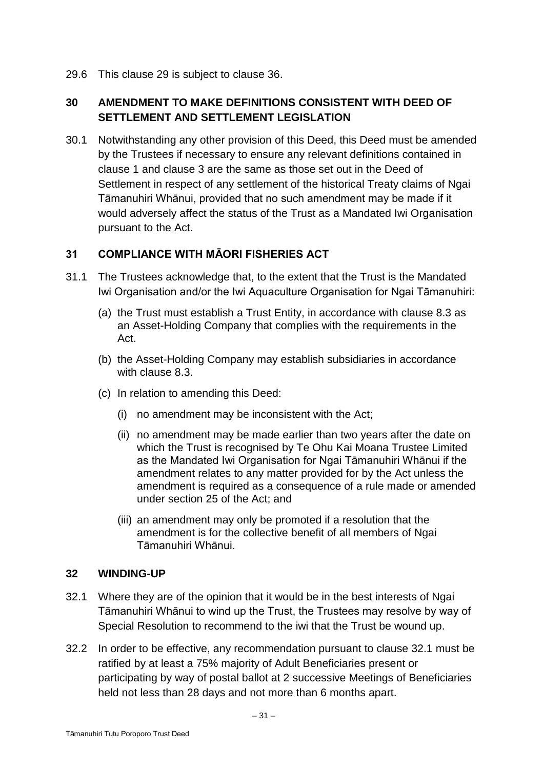29.6 This clause 29 is subject to clause 36.

## 30 AMENDMENT TO MAKE DEFINITIONS CONSISTENT WITH DEED OF SETTLEMENT AND SETTLEMENT LEGISLATION

30.1 Notwithstanding any other provision of this Deed, this Deed must be amended by the Trustees if necessary to ensure any relevant definitions contained in clause 1 and clause 3 are the same as those set out in the Deed of Settlement in respect of any settlement of the historical Treaty claims of Ngai Tāmanuhiri Whānui, provided that no such amendment may be made if it would adversely affect the status of the Trust as a Mandated Iwi Organisation pursuant to the Act.

## 31 COMPLIANCE WITH MĀORI FISHERIES ACT

31.1 The Trustees acknowledge that, to the extent that the Trust is the Mandated Iwi Organisation and/or the Iwi Aquaculture Organisation for Ngai Tāmanuhiri:

(a) the Trust must establish a Trust Entity, in accordance with clause 8.3 as an Asset-Holding Company that complies with the requirements in the Act.

(b) the Asset-Holding Company may establish subsidiaries in accordance with clause 8.3.

(c) In relation to amending this Deed:

(i) no amendment may be inconsistent with the Act;

(ii) no amendment may be made earlier than two years after the date on which the Trust is recognised by Te Ohu Kai Moana Trustee Limited as the Mandated Iwi Organisation for Ngai Tāmanuhiri Whānui if the amendment relates to any matter provided for by the Act unless the amendment is required as a consequence of a rule made or amended under section 25 of the Act; and

(iii) an amendment may only be promoted if a resolution that the amendment is for the collective benefit of all members of Ngai Tāmanuhiri Whānui.

## 32 WINDING-UP

32.1 Where they are of the opinion that it would be in the best interests of Ngai Tāmanuhiri Whānui to wind up the Trust, the Trustees may resolve by way of Special Resolution to recommend to the iwi that the Trust be wound up.

32.2 In order to be effective, any recommendation pursuant to clause 32.1 must be ratified by at least a 75% majority of Adult Beneficiaries present or participating by way of postal ballot at 2 successive Meetings of Beneficiaries held not less than 28 days and not more than 6 months apart.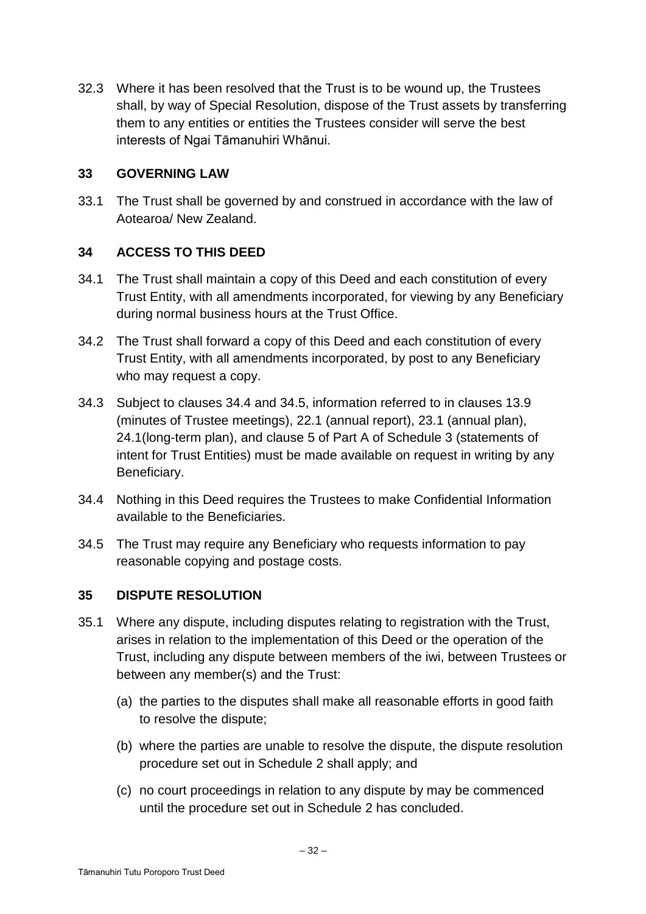32.3 Where it has been resolved that the Trust is to be wound up, the Trustees shall, by way of Special Resolution, dispose of the Trust assets by transferring them to any entities or entities the Trustees consider will serve the best interests of Ngai Tāmanuhiri Whānui.

## 33 GOVERNING LAW

33.1 The Trust shall be governed by and construed in accordance with the law of Aotearoa/ New Zealand.

## 34 ACCESS TO THIS DEED

34.1 The Trust shall maintain a copy of this Deed and each constitution of every Trust Entity, with all amendments incorporated, for viewing by any Beneficiary during normal business hours at the Trust Office.

34.2 The Trust shall forward a copy of this Deed and each constitution of every Trust Entity, with all amendments incorporated, by post to any Beneficiary who may request a copy.

34.3 Subject to clauses 34.4 and 34.5, information referred to in clauses 13.9 (minutes of Trustee meetings), 22.1 (annual report), 23.1 (annual plan), 24.1(long-term plan), and clause 5 of Part A of Schedule 3 (statements of intent for Trust Entities) must be made available on request in writing by any Beneficiary.

34.4 Nothing in this Deed requires the Trustees to make Confidential Information available to the Beneficiaries.

34.5 The Trust may require any Beneficiary who requests information to pay reasonable copying and postage costs.

## 35 DISPUTE RESOLUTION

35.1 Where any dispute, including disputes relating to registration with the Trust, arises in relation to the implementation of this Deed or the operation of the Trust, including any dispute between members of the iwi, between Trustees or between any member(s) and the Trust:

(a) the parties to the disputes shall make all reasonable efforts in good faith to resolve the dispute;

(b) where the parties are unable to resolve the dispute, the dispute resolution procedure set out in Schedule 2 shall apply; and

(c) no court proceedings in relation to any dispute by may be commenced until the procedure set out in Schedule 2 has concluded.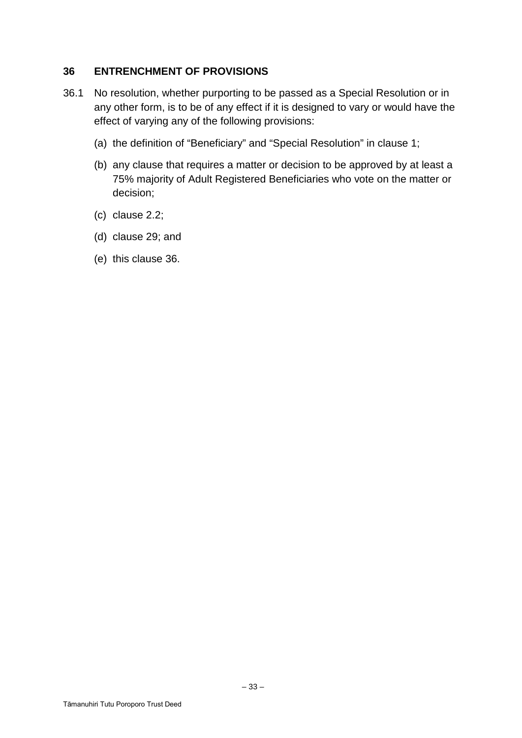## 36 ENTRENCHMENT OF PROVISIONS

36.1 No resolution, whether purporting to be passed as a Special Resolution or in any other form, is to be of any effect if it is designed to vary or would have the effect of varying any of the following provisions:

(a) the definition of "Beneficiary" and "Special Resolution" in clause 1;

(b) any clause that requires a matter or decision to be approved by at least a 75% majority of Adult Registered Beneficiaries who vote on the matter or decision;

(c) clause 2.2;

(d) clause 29; and

(e) this clause 36.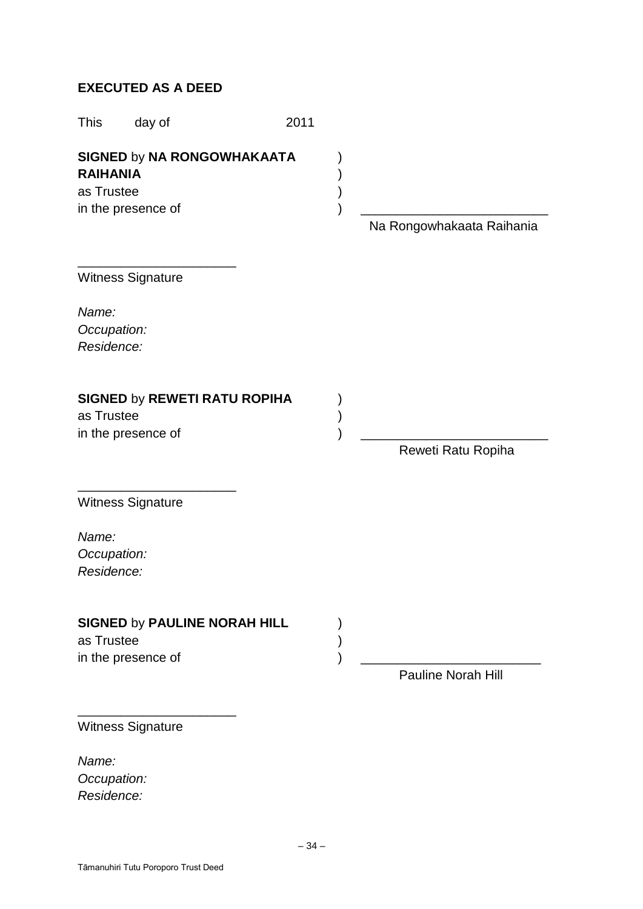**EXECUTED AS A DEED**

This day of 2011

**SIGNED** by **NA RONGOWHAKAATA RAIHANIA** )
as Trustee )
in the presence of ) _________________________

Na Rongowhakaata Raihania

______________________
Witness Signature

*Name:*
*Occupation:*
*Residence:*

**SIGNED** by **REWETI RATU ROPIHA** )
as Trustee )
in the presence of ) _________________________

Reweti Ratu Ropiha

______________________
Witness Signature

*Name:*
*Occupation:*
*Residence:*

**SIGNED** by **PAULINE NORAH HILL** )
as Trustee )
in the presence of ) _________________________

Pauline Norah Hill

______________________
Witness Signature

*Name:*
*Occupation:*
*Residence:*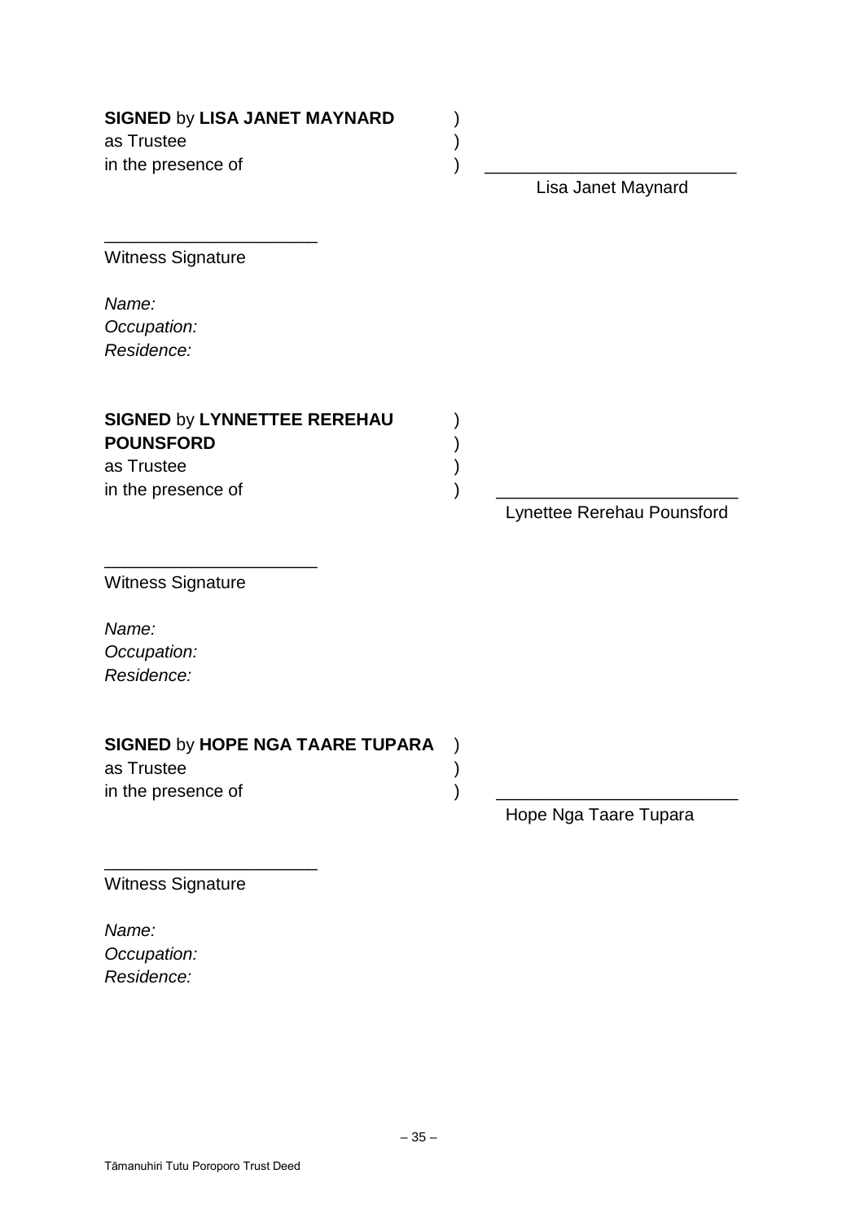**SIGNED** by **LISA JANET MAYNARD** )
as Trustee )
in the presence of ) \_\_\_\_\_\_\_\_\_\_\_\_\_\_\_\_\_\_\_\_\_\_\_\_\_

Lisa Janet Maynard

\_\_\_\_\_\_\_\_\_\_\_\_\_\_\_\_\_\_\_\_\_\_
Witness Signature

*Name:*
*Occupation:*
*Residence:*

**SIGNED** by **LYNNETTEE REREHAU** )
**POUNSFORD** )
as Trustee )
in the presence of ) \_\_\_\_\_\_\_\_\_\_\_\_\_\_\_\_\_\_\_\_\_\_\_\_\_

Lynettee Rerehau Pounsford

\_\_\_\_\_\_\_\_\_\_\_\_\_\_\_\_\_\_\_\_\_\_
Witness Signature

*Name:*
*Occupation:*
*Residence:*

**SIGNED** by **HOPE NGA TAARE TUPARA** )
as Trustee )
in the presence of ) \_\_\_\_\_\_\_\_\_\_\_\_\_\_\_\_\_\_\_\_\_\_\_\_\_

Hope Nga Taare Tupara

\_\_\_\_\_\_\_\_\_\_\_\_\_\_\_\_\_\_\_\_\_\_
Witness Signature

*Name:*
*Occupation:*
*Residence:*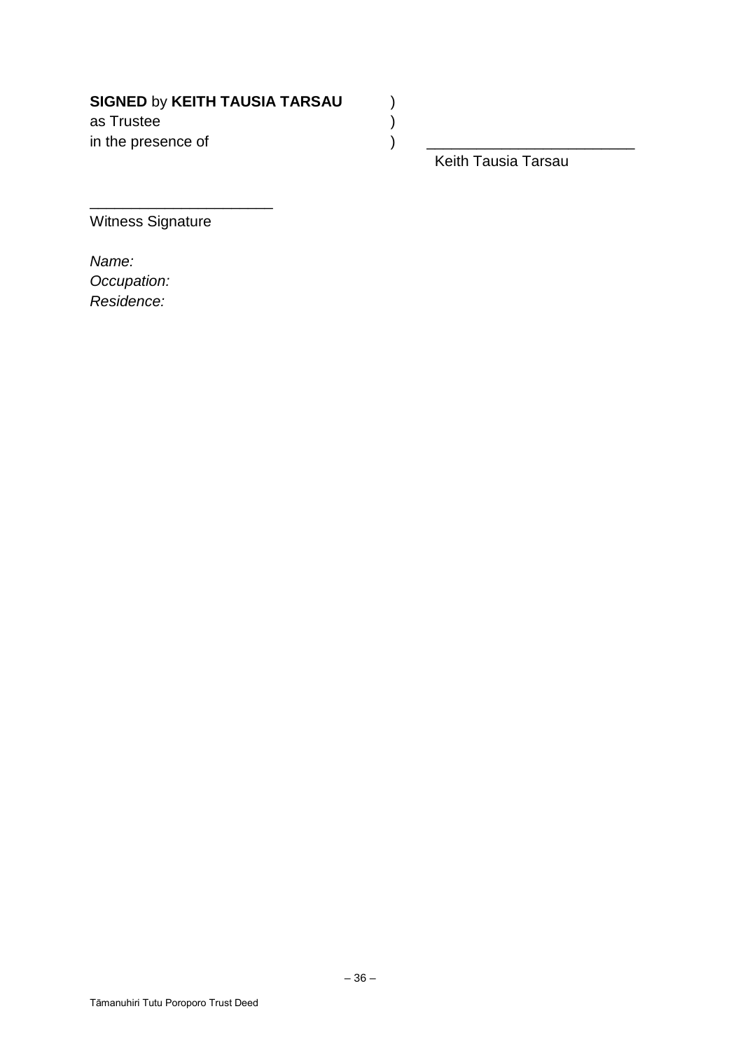**SIGNED** by **KEITH TAUSIA TARSAU** )
as Trustee )
in the presence of ) \_\_\_\_\_\_\_\_\_\_\_\_\_\_\_\_\_\_\_\_\_\_\_\_\_

Keith Tausia Tarsau

\_\_\_\_\_\_\_\_\_\_\_\_\_\_\_\_\_\_\_\_\_\_

Witness Signature

*Name:*
*Occupation:*
*Residence:*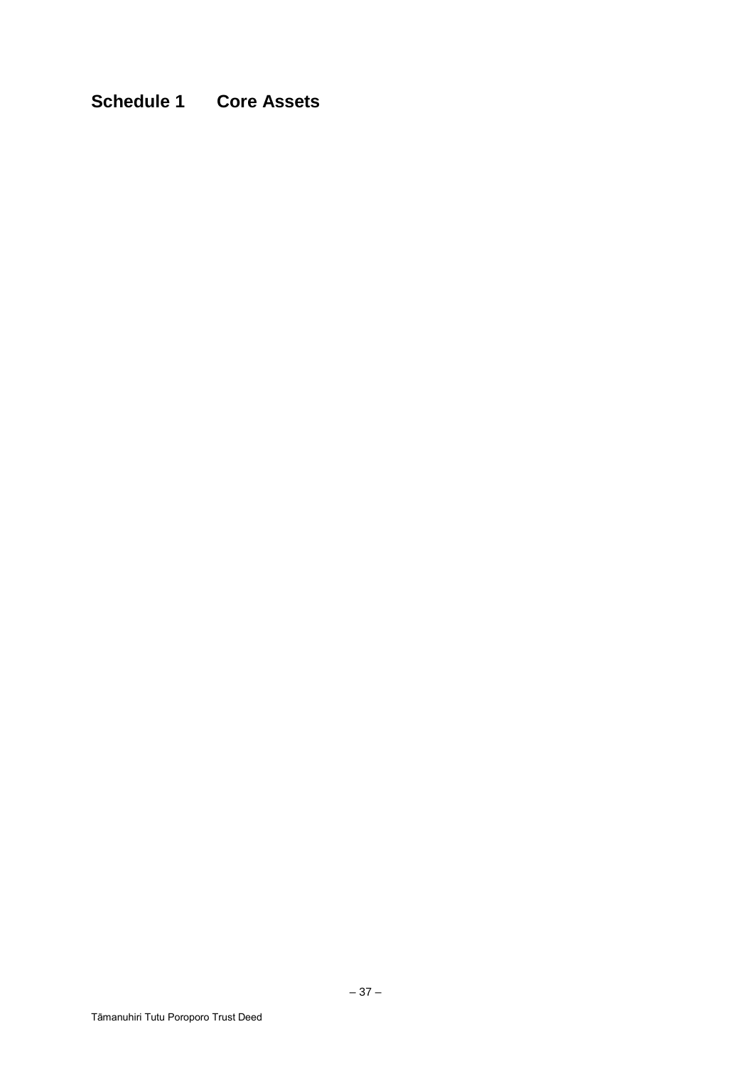# Schedule 1 Core Assets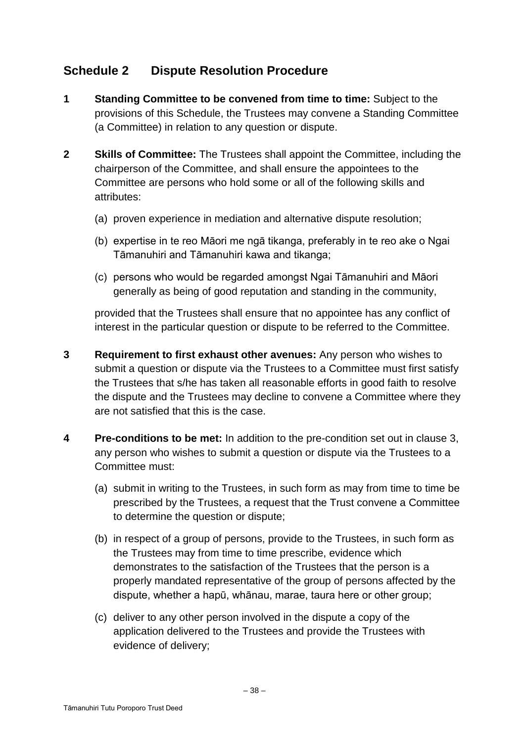## Schedule 2 Dispute Resolution Procedure

**1 Standing Committee to be convened from time to time:** Subject to the provisions of this Schedule, the Trustees may convene a Standing Committee (a Committee) in relation to any question or dispute.

**2 Skills of Committee:** The Trustees shall appoint the Committee, including the chairperson of the Committee, and shall ensure the appointees to the Committee are persons who hold some or all of the following skills and attributes:

(a) proven experience in mediation and alternative dispute resolution;

(b) expertise in te reo Māori me ngā tikanga, preferably in te reo ake o Ngai Tāmanuhiri and Tāmanuhiri kawa and tikanga;

(c) persons who would be regarded amongst Ngai Tāmanuhiri and Māori generally as being of good reputation and standing in the community,

provided that the Trustees shall ensure that no appointee has any conflict of interest in the particular question or dispute to be referred to the Committee.

**3 Requirement to first exhaust other avenues:** Any person who wishes to submit a question or dispute via the Trustees to a Committee must first satisfy the Trustees that s/he has taken all reasonable efforts in good faith to resolve the dispute and the Trustees may decline to convene a Committee where they are not satisfied that this is the case.

**4 Pre-conditions to be met:** In addition to the pre-condition set out in clause 3, any person who wishes to submit a question or dispute via the Trustees to a Committee must:

(a) submit in writing to the Trustees, in such form as may from time to time be prescribed by the Trustees, a request that the Trust convene a Committee to determine the question or dispute;

(b) in respect of a group of persons, provide to the Trustees, in such form as the Trustees may from time to time prescribe, evidence which demonstrates to the satisfaction of the Trustees that the person is a properly mandated representative of the group of persons affected by the dispute, whether a hapū, whānau, marae, taura here or other group;

(c) deliver to any other person involved in the dispute a copy of the application delivered to the Trustees and provide the Trustees with evidence of delivery;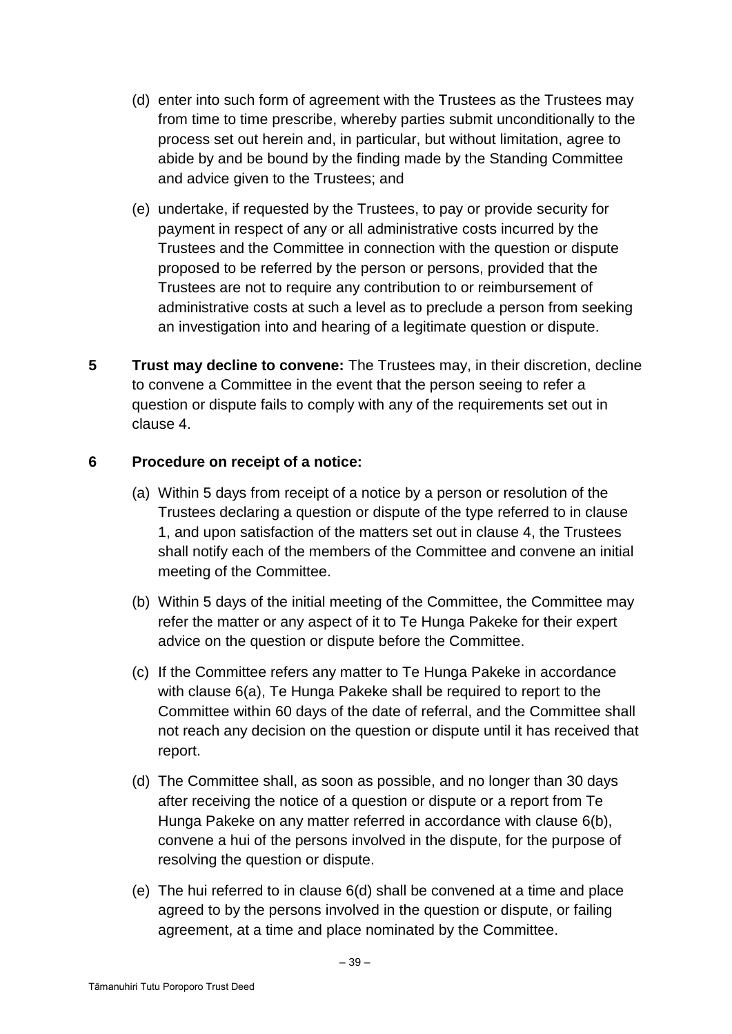(d) enter into such form of agreement with the Trustees as the Trustees may from time to time prescribe, whereby parties submit unconditionally to the process set out herein and, in particular, but without limitation, agree to abide by and be bound by the finding made by the Standing Committee and advice given to the Trustees; and

(e) undertake, if requested by the Trustees, to pay or provide security for payment in respect of any or all administrative costs incurred by the Trustees and the Committee in connection with the question or dispute proposed to be referred by the person or persons, provided that the Trustees are not to require any contribution to or reimbursement of administrative costs at such a level as to preclude a person from seeking an investigation into and hearing of a legitimate question or dispute.

**5 Trust may decline to convene:** The Trustees may, in their discretion, decline to convene a Committee in the event that the person seeing to refer a question or dispute fails to comply with any of the requirements set out in clause 4.

**6 Procedure on receipt of a notice:**

(a) Within 5 days from receipt of a notice by a person or resolution of the Trustees declaring a question or dispute of the type referred to in clause 1, and upon satisfaction of the matters set out in clause 4, the Trustees shall notify each of the members of the Committee and convene an initial meeting of the Committee.

(b) Within 5 days of the initial meeting of the Committee, the Committee may refer the matter or any aspect of it to Te Hunga Pakeke for their expert advice on the question or dispute before the Committee.

(c) If the Committee refers any matter to Te Hunga Pakeke in accordance with clause 6(a), Te Hunga Pakeke shall be required to report to the Committee within 60 days of the date of referral, and the Committee shall not reach any decision on the question or dispute until it has received that report.

(d) The Committee shall, as soon as possible, and no longer than 30 days after receiving the notice of a question or dispute or a report from Te Hunga Pakeke on any matter referred in accordance with clause 6(b), convene a hui of the persons involved in the dispute, for the purpose of resolving the question or dispute.

(e) The hui referred to in clause 6(d) shall be convened at a time and place agreed to by the persons involved in the question or dispute, or failing agreement, at a time and place nominated by the Committee.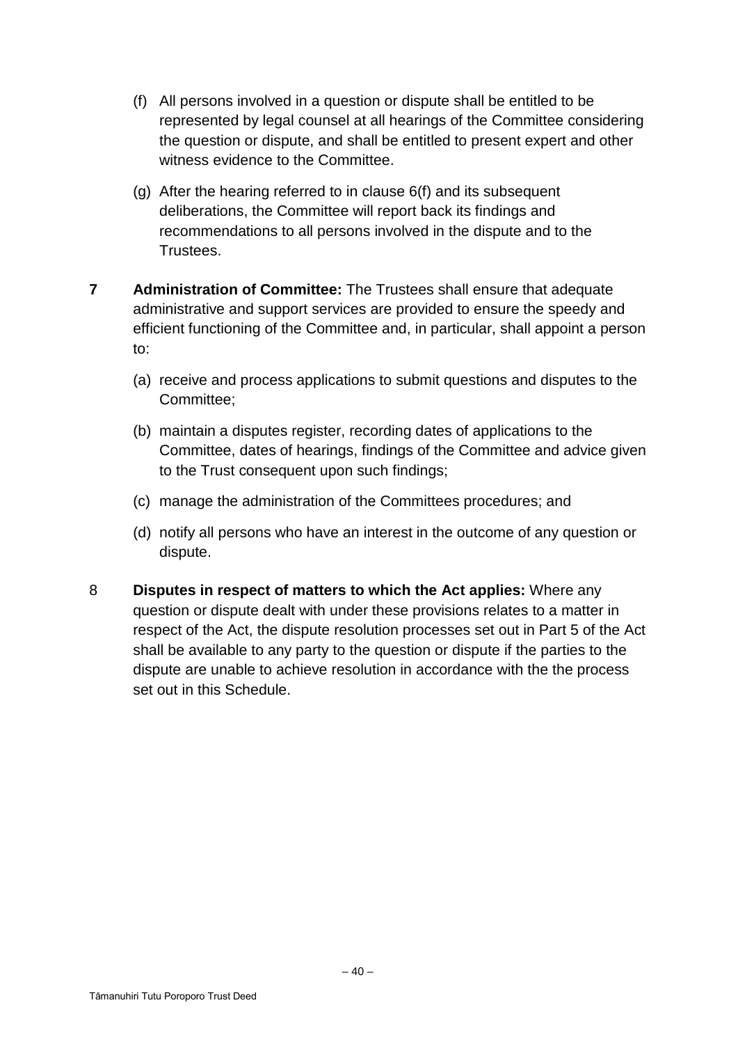(f) All persons involved in a question or dispute shall be entitled to be represented by legal counsel at all hearings of the Committee considering the question or dispute, and shall be entitled to present expert and other witness evidence to the Committee.

(g) After the hearing referred to in clause 6(f) and its subsequent deliberations, the Committee will report back its findings and recommendations to all persons involved in the dispute and to the Trustees.

**7** **Administration of Committee:** The Trustees shall ensure that adequate administrative and support services are provided to ensure the speedy and efficient functioning of the Committee and, in particular, shall appoint a person to:

(a) receive and process applications to submit questions and disputes to the Committee;

(b) maintain a disputes register, recording dates of applications to the Committee, dates of hearings, findings of the Committee and advice given to the Trust consequent upon such findings;

(c) manage the administration of the Committees procedures; and

(d) notify all persons who have an interest in the outcome of any question or dispute.

8 **Disputes in respect of matters to which the Act applies:** Where any question or dispute dealt with under these provisions relates to a matter in respect of the Act, the dispute resolution processes set out in Part 5 of the Act shall be available to any party to the question or dispute if the parties to the dispute are unable to achieve resolution in accordance with the the process set out in this Schedule.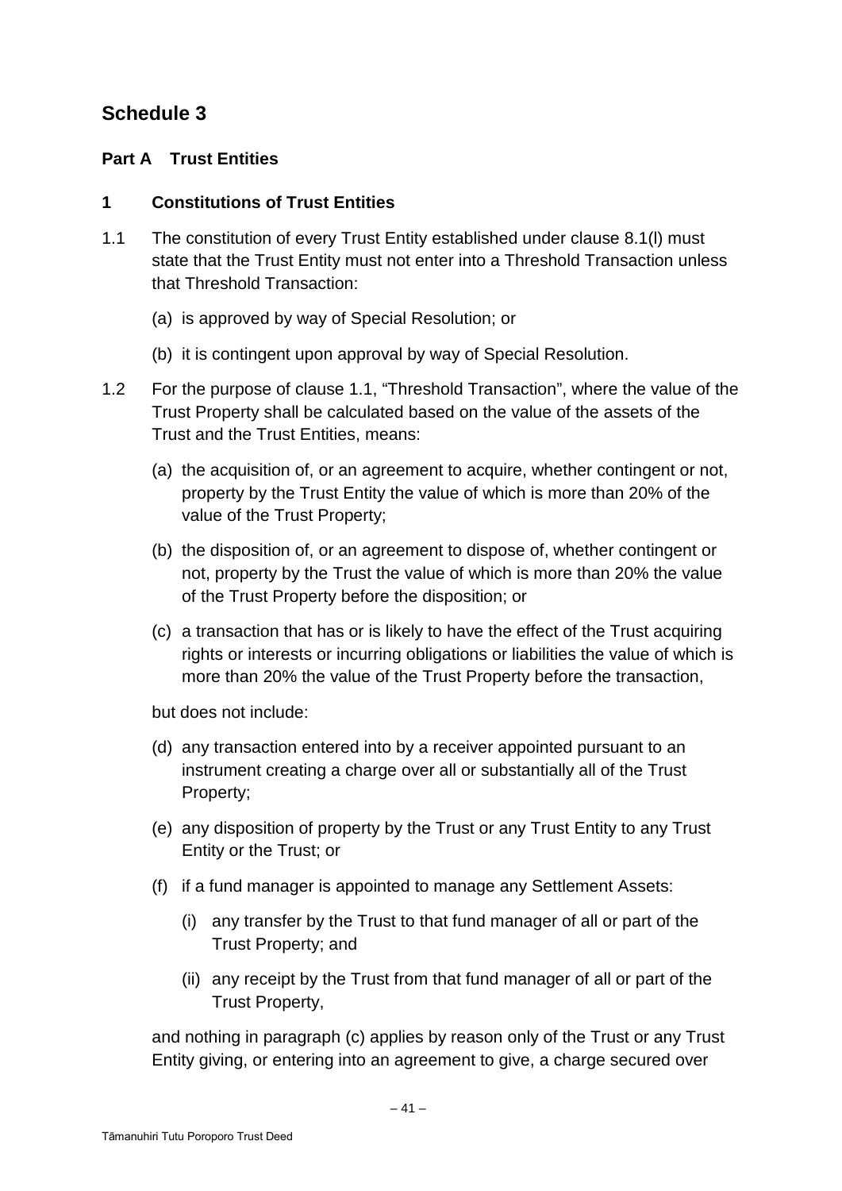# Schedule 3

## Part A Trust Entities

### 1 Constitutions of Trust Entities

1.1 The constitution of every Trust Entity established under clause 8.1(l) must state that the Trust Entity must not enter into a Threshold Transaction unless that Threshold Transaction:

(a) is approved by way of Special Resolution; or

(b) it is contingent upon approval by way of Special Resolution.

1.2 For the purpose of clause 1.1, "Threshold Transaction", where the value of the Trust Property shall be calculated based on the value of the assets of the Trust and the Trust Entities, means:

(a) the acquisition of, or an agreement to acquire, whether contingent or not, property by the Trust Entity the value of which is more than 20% of the value of the Trust Property;

(b) the disposition of, or an agreement to dispose of, whether contingent or not, property by the Trust the value of which is more than 20% the value of the Trust Property before the disposition; or

(c) a transaction that has or is likely to have the effect of the Trust acquiring rights or interests or incurring obligations or liabilities the value of which is more than 20% the value of the Trust Property before the transaction,

but does not include:

(d) any transaction entered into by a receiver appointed pursuant to an instrument creating a charge over all or substantially all of the Trust Property;

(e) any disposition of property by the Trust or any Trust Entity to any Trust Entity or the Trust; or

(f) if a fund manager is appointed to manage any Settlement Assets:

(i) any transfer by the Trust to that fund manager of all or part of the Trust Property; and

(ii) any receipt by the Trust from that fund manager of all or part of the Trust Property,

and nothing in paragraph (c) applies by reason only of the Trust or any Trust Entity giving, or entering into an agreement to give, a charge secured over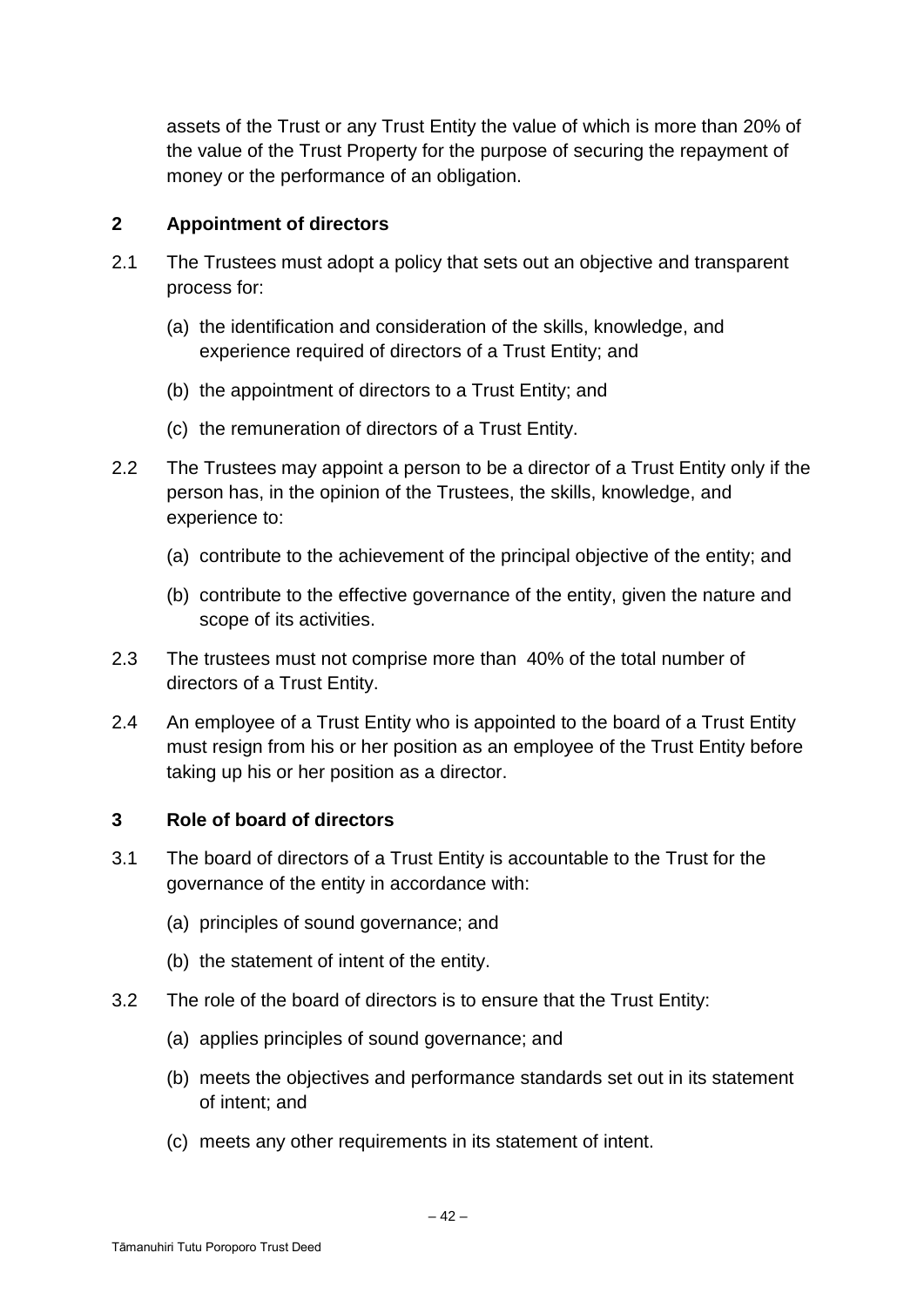assets of the Trust or any Trust Entity the value of which is more than 20% of the value of the Trust Property for the purpose of securing the repayment of money or the performance of an obligation.

**2 Appointment of directors**

2.1 The Trustees must adopt a policy that sets out an objective and transparent process for:

(a) the identification and consideration of the skills, knowledge, and experience required of directors of a Trust Entity; and

(b) the appointment of directors to a Trust Entity; and

(c) the remuneration of directors of a Trust Entity.

2.2 The Trustees may appoint a person to be a director of a Trust Entity only if the person has, in the opinion of the Trustees, the skills, knowledge, and experience to:

(a) contribute to the achievement of the principal objective of the entity; and

(b) contribute to the effective governance of the entity, given the nature and scope of its activities.

2.3 The trustees must not comprise more than 40% of the total number of directors of a Trust Entity.

2.4 An employee of a Trust Entity who is appointed to the board of a Trust Entity must resign from his or her position as an employee of the Trust Entity before taking up his or her position as a director.

**3 Role of board of directors**

3.1 The board of directors of a Trust Entity is accountable to the Trust for the governance of the entity in accordance with:

(a) principles of sound governance; and

(b) the statement of intent of the entity.

3.2 The role of the board of directors is to ensure that the Trust Entity:

(a) applies principles of sound governance; and

(b) meets the objectives and performance standards set out in its statement of intent; and

(c) meets any other requirements in its statement of intent.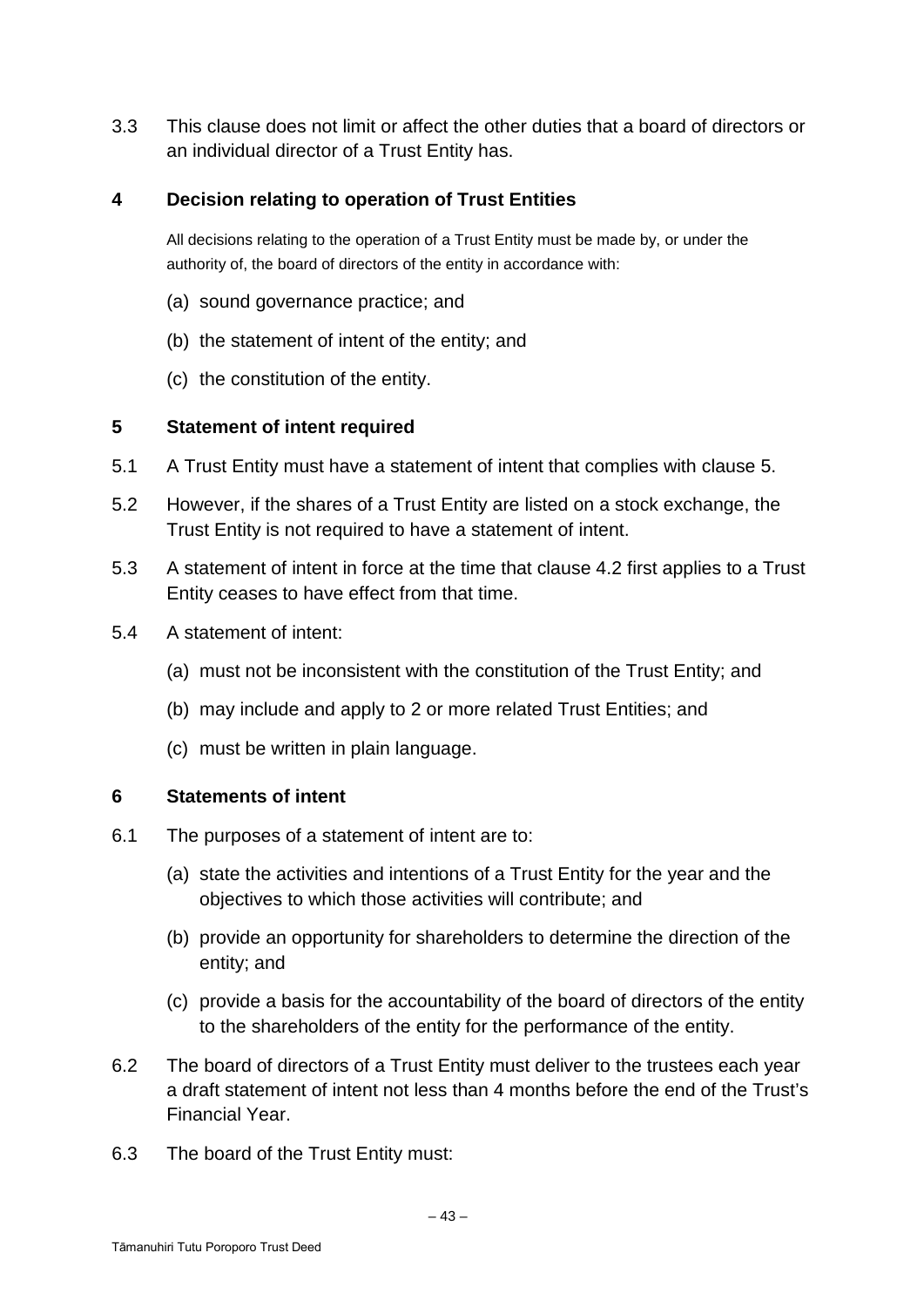3.3 This clause does not limit or affect the other duties that a board of directors or an individual director of a Trust Entity has.

## 4 Decision relating to operation of Trust Entities

All decisions relating to the operation of a Trust Entity must be made by, or under the authority of, the board of directors of the entity in accordance with:

(a) sound governance practice; and

(b) the statement of intent of the entity; and

(c) the constitution of the entity.

## 5 Statement of intent required

5.1 A Trust Entity must have a statement of intent that complies with clause 5.

5.2 However, if the shares of a Trust Entity are listed on a stock exchange, the Trust Entity is not required to have a statement of intent.

5.3 A statement of intent in force at the time that clause 4.2 first applies to a Trust Entity ceases to have effect from that time.

5.4 A statement of intent:

(a) must not be inconsistent with the constitution of the Trust Entity; and

(b) may include and apply to 2 or more related Trust Entities; and

(c) must be written in plain language.

## 6 Statements of intent

6.1 The purposes of a statement of intent are to:

(a) state the activities and intentions of a Trust Entity for the year and the objectives to which those activities will contribute; and

(b) provide an opportunity for shareholders to determine the direction of the entity; and

(c) provide a basis for the accountability of the board of directors of the entity to the shareholders of the entity for the performance of the entity.

6.2 The board of directors of a Trust Entity must deliver to the trustees each year a draft statement of intent not less than 4 months before the end of the Trust's Financial Year.

6.3 The board of the Trust Entity must: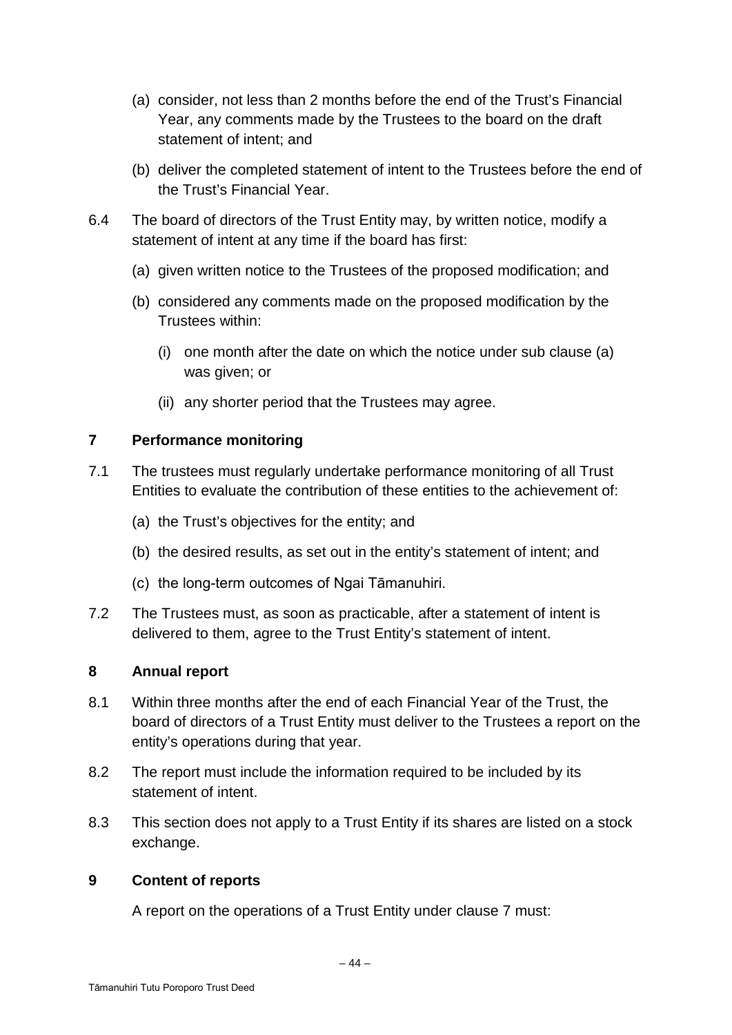(a) consider, not less than 2 months before the end of the Trust's Financial Year, any comments made by the Trustees to the board on the draft statement of intent; and

(b) deliver the completed statement of intent to the Trustees before the end of the Trust's Financial Year.

6.4 The board of directors of the Trust Entity may, by written notice, modify a statement of intent at any time if the board has first:

(a) given written notice to the Trustees of the proposed modification; and

(b) considered any comments made on the proposed modification by the Trustees within:

(i) one month after the date on which the notice under sub clause (a) was given; or

(ii) any shorter period that the Trustees may agree.

## 7 Performance monitoring

7.1 The trustees must regularly undertake performance monitoring of all Trust Entities to evaluate the contribution of these entities to the achievement of:

(a) the Trust's objectives for the entity; and

(b) the desired results, as set out in the entity's statement of intent; and

(c) the long-term outcomes of Ngai Tāmanuhiri.

7.2 The Trustees must, as soon as practicable, after a statement of intent is delivered to them, agree to the Trust Entity's statement of intent.

## 8 Annual report

8.1 Within three months after the end of each Financial Year of the Trust, the board of directors of a Trust Entity must deliver to the Trustees a report on the entity's operations during that year.

8.2 The report must include the information required to be included by its statement of intent.

8.3 This section does not apply to a Trust Entity if its shares are listed on a stock exchange.

## 9 Content of reports

A report on the operations of a Trust Entity under clause 7 must: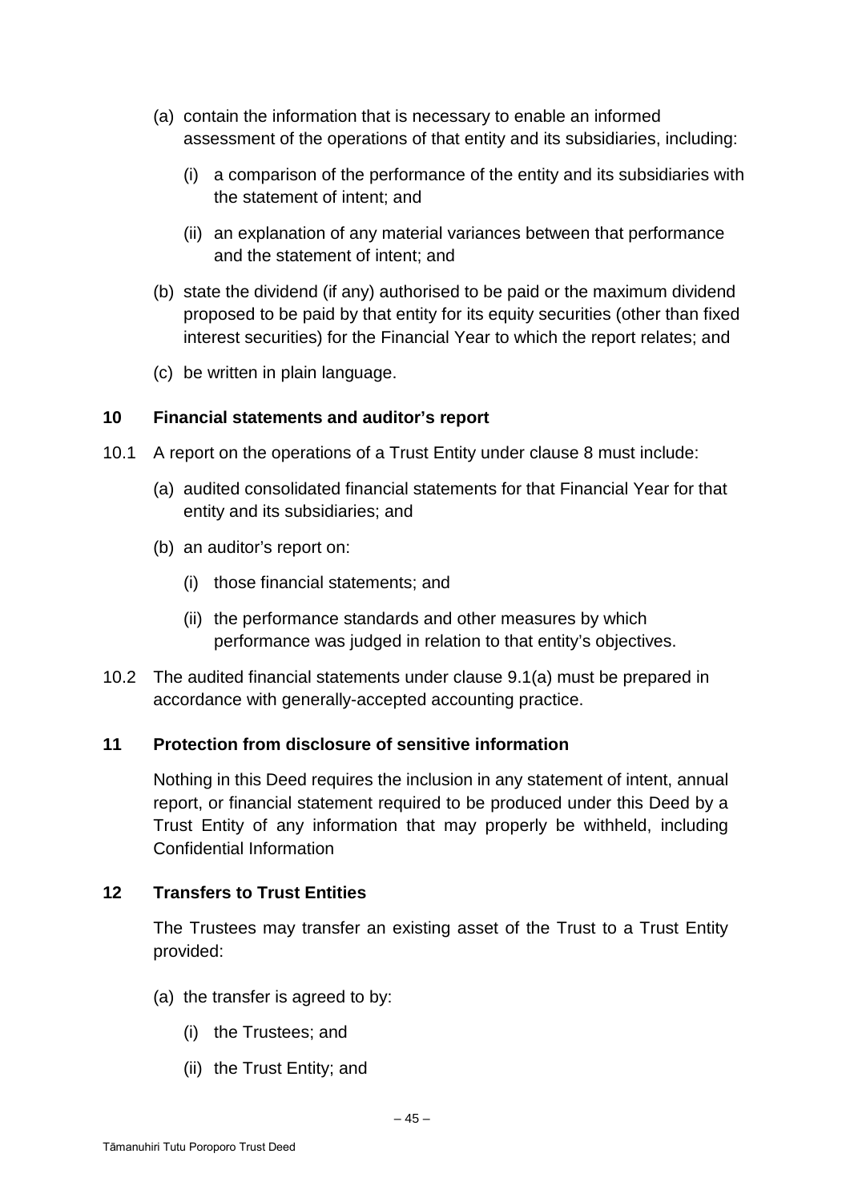(a) contain the information that is necessary to enable an informed assessment of the operations of that entity and its subsidiaries, including:

   (i) a comparison of the performance of the entity and its subsidiaries with the statement of intent; and

   (ii) an explanation of any material variances between that performance and the statement of intent; and

(b) state the dividend (if any) authorised to be paid or the maximum dividend proposed to be paid by that entity for its equity securities (other than fixed interest securities) for the Financial Year to which the report relates; and

(c) be written in plain language.

**10 Financial statements and auditor's report**

10.1 A report on the operations of a Trust Entity under clause 8 must include:

(a) audited consolidated financial statements for that Financial Year for that entity and its subsidiaries; and

(b) an auditor's report on:

   (i) those financial statements; and

   (ii) the performance standards and other measures by which performance was judged in relation to that entity's objectives.

10.2 The audited financial statements under clause 9.1(a) must be prepared in accordance with generally-accepted accounting practice.

**11 Protection from disclosure of sensitive information**

Nothing in this Deed requires the inclusion in any statement of intent, annual report, or financial statement required to be produced under this Deed by a Trust Entity of any information that may properly be withheld, including Confidential Information

**12 Transfers to Trust Entities**

The Trustees may transfer an existing asset of the Trust to a Trust Entity provided:

(a) the transfer is agreed to by:

   (i) the Trustees; and

   (ii) the Trust Entity; and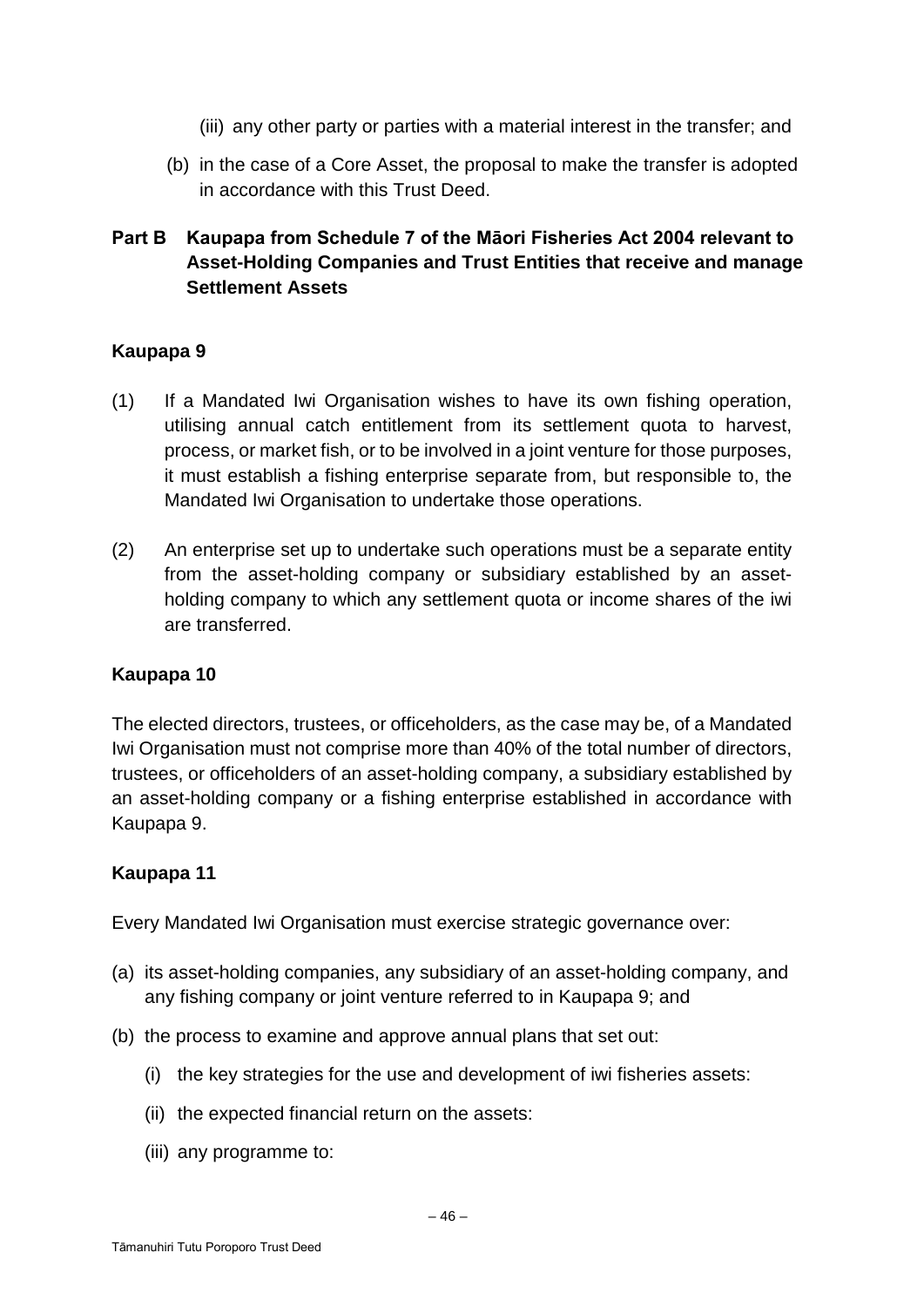(iii) any other party or parties with a material interest in the transfer; and

(b) in the case of a Core Asset, the proposal to make the transfer is adopted in accordance with this Trust Deed.

## Part B Kaupapa from Schedule 7 of the Māori Fisheries Act 2004 relevant to Asset-Holding Companies and Trust Entities that receive and manage Settlement Assets

### Kaupapa 9

(1) If a Mandated Iwi Organisation wishes to have its own fishing operation, utilising annual catch entitlement from its settlement quota to harvest, process, or market fish, or to be involved in a joint venture for those purposes, it must establish a fishing enterprise separate from, but responsible to, the Mandated Iwi Organisation to undertake those operations.

(2) An enterprise set up to undertake such operations must be a separate entity from the asset-holding company or subsidiary established by an asset-holding company to which any settlement quota or income shares of the iwi are transferred.

### Kaupapa 10

The elected directors, trustees, or officeholders, as the case may be, of a Mandated Iwi Organisation must not comprise more than 40% of the total number of directors, trustees, or officeholders of an asset-holding company, a subsidiary established by an asset-holding company or a fishing enterprise established in accordance with Kaupapa 9.

### Kaupapa 11

Every Mandated Iwi Organisation must exercise strategic governance over:

(a) its asset-holding companies, any subsidiary of an asset-holding company, and any fishing company or joint venture referred to in Kaupapa 9; and

(b) the process to examine and approve annual plans that set out:

  (i) the key strategies for the use and development of iwi fisheries assets:

  (ii) the expected financial return on the assets:

  (iii) any programme to: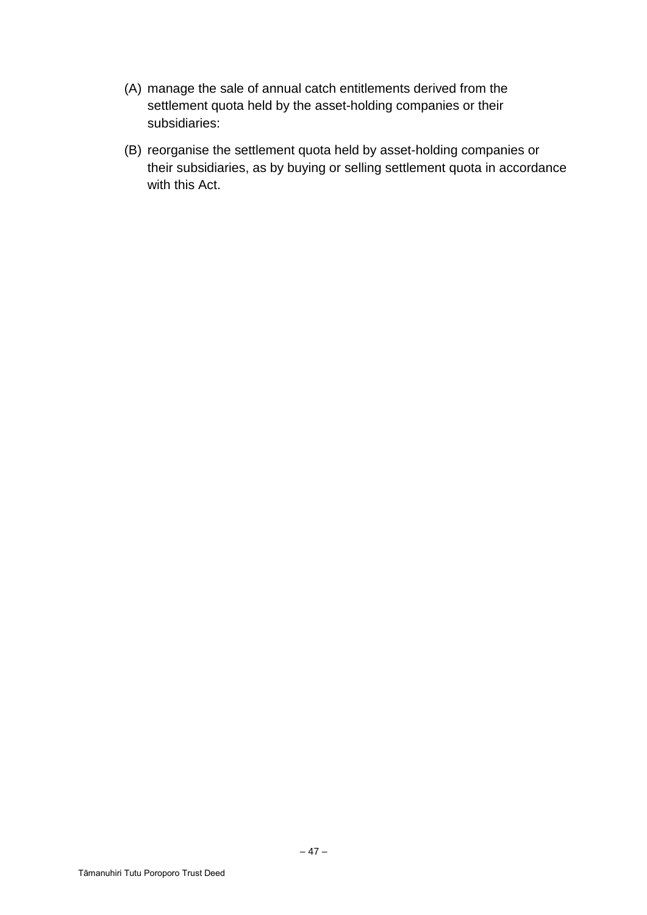(A) manage the sale of annual catch entitlements derived from the settlement quota held by the asset-holding companies or their subsidiaries:

(B) reorganise the settlement quota held by asset-holding companies or their subsidiaries, as by buying or selling settlement quota in accordance with this Act.